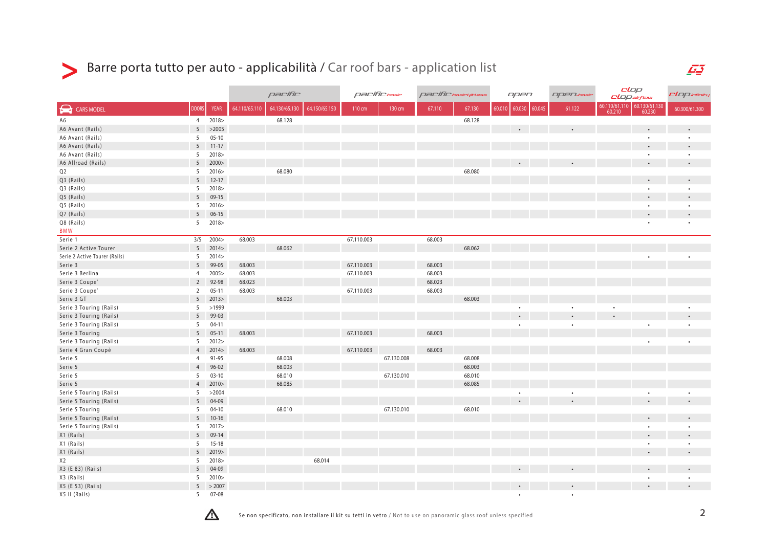# Barre porta tutto per auto - applicabilità / Car roof bars - application list

| CARS MODEL | DOORS | YEAR | pacific | | | pacific.basic | | pacific.basicfitless | | open | | | open.basic | clop / clop.airflow | | clop.infinity |
|---|---|---|---|---|---|---|---|---|---|---|---|---|---|---|---|---|
| | | | 64.110/65.110 | 64.130/65.130 | 64.150/65.150 | 110 cm | 130 cm | 67.110 | 67.130 | 60.010 | 60.030 | 60.045 | 61.122 | 60.110/61.110 60.210 | 60.130/61.130 60.230 | 60.300/61.300 |
| A6 | 4 | 2018> | | 68.128 | | | | | 68.128 | | | | | | | |
| A6 Avant (Rails) | 5 | >2005 | | | | | | | | | • | | • | | • | • |
| A6 Avant (Rails) | 5 | 05-10 | | | | | | | | | | | | | • | • |
| A6 Avant (Rails) | 5 | 11-17 | | | | | | | | | | | | | • | • |
| A6 Avant (Rails) | 5 | 2018> | | | | | | | | | | | | | • | • |
| A6 Allroad (Rails) | 5 | 2000> | | | | | | | | | • | | • | | • | • |
| Q2 | 5 | 2016> | | 68.080 | | | | | 68.080 | | | | | | | |
| Q3 (Rails) | 5 | 12-17 | | | | | | | | | | | | | • | • |
| Q3 (Rails) | 5 | 2018> | | | | | | | | | | | | | • | • |
| Q5 (Rails) | 5 | 09-15 | | | | | | | | | | | | | • | • |
| Q5 (Rails) | 5 | 2016> | | | | | | | | | | | | | • | • |
| Q7 (Rails) | 5 | 06-15 | | | | | | | | | | | | | • | • |
| Q8 (Rails) | 5 | 2018> | | | | | | | | | | | | | • | • |
| **BMW** | | | | | | | | | | | | | | | | |
| Serie 1 | 3/5 | 2004> | 68.003 | | | 67.110.003 | | 68.003 | | | | | | | | |
| Serie 2 Active Tourer | 5 | 2014> | | 68.062 | | | | | 68.062 | | | | | | | |
| Serie 2 Active Tourer (Rails) | 5 | 2014> | | | | | | | | | | | | | • | • |
| Serie 3 | 5 | 99-05 | 68.003 | | | 67.110.003 | | 68.003 | | | | | | | | |
| Serie 3 Berlina | 4 | 2005> | 68.003 | | | 67.110.003 | | 68.003 | | | | | | | | |
| Serie 3 Coupe' | 2 | 92-98 | 68.023 | | | | | 68.023 | | | | | | | | |
| Serie 3 Coupe' | 2 | 05-11 | 68.003 | | | 67.110.003 | | 68.003 | | | | | | | | |
| Serie 3 GT | 5 | 2013> | | 68.003 | | | | | 68.003 | | | | | | | |
| Serie 3 Touring (Rails) | 5 | >1999 | | | | | | | | | • | | • | • | | • |
| Serie 3 Touring (Rails) | 5 | 99-03 | | | | | | | | | • | | • | • | | • |
| Serie 3 Touring (Rails) | 5 | 04-11 | | | | | | | | | • | | • | | • | • |
| Serie 3 Touring | 5 | 05-11 | 68.003 | | | 67.110.003 | | 68.003 | | | | | | | | |
| Serie 3 Touring (Rails) | 5 | 2012> | | | | | | | | | | | | | • | • |
| Serie 4 Gran Coupè | 4 | 2014> | 68.003 | | | 67.110.003 | | 68.003 | | | | | | | | |
| Serie 5 | 4 | 91-95 | | 68.008 | | | 67.130.008 | | 68.008 | | | | | | | |
| Serie 5 | 4 | 96-02 | | 68.003 | | | | | 68.003 | | | | | | | |
| Serie 5 | 5 | 03-10 | | 68.010 | | | 67.130.010 | | 68.010 | | | | | | | |
| Serie 5 | 4 | 2010> | | 68.085 | | | | | 68.085 | | | | | | | |
| Serie 5 Touring (Rails) | 5 | >2004 | | | | | | | | | • | | • | | • | • |
| Serie 5 Touring (Rails) | 5 | 04-09 | | | | | | | | | • | | • | | • | • |
| Serie 5 Touring | 5 | 04-10 | | 68.010 | | | 67.130.010 | | 68.010 | | | | | | | |
| Serie 5 Touring (Rails) | 5 | 10-16 | | | | | | | | | | | | | • | • |
| Serie 5 Touring (Rails) | 5 | 2017> | | | | | | | | | | | | | • | • |
| X1 (Rails) | 5 | 09-14 | | | | | | | | | | | | | • | • |
| X1 (Rails) | 5 | 15-18 | | | | | | | | | | | | | • | • |
| X1 (Rails) | 5 | 2019> | | | | | | | | | | | | | • | • |
| X2 | 5 | 2018> | | | 68.014 | | | | | | | | | | | |
| X3 (E 83) (Rails) | 5 | 04-09 | | | | | | | | | • | | • | | • | • |
| X3 (Rails) | 5 | 2010> | | | | | | | | | | | | | • | • |
| X5 (E 53) (Rails) | 5 | > 2007 | | | | | | | | | • | | • | | • | • |
| X5 II (Rails) | 5 | 07-08 | | | | | | | | | • | | • | | | |

⚠ Se non specificato, non installare il kit su tetti in vetro / Not to use on panoramic glass roof unless specified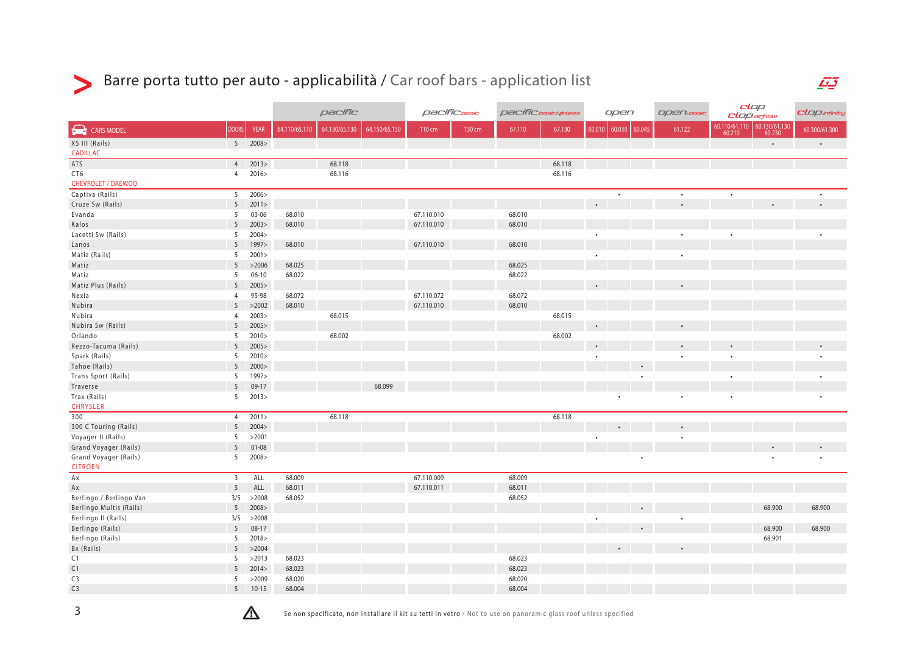# Barre porta tutto per auto - applicabilità / Car roof bars - application list

| CARS MODEL | DOORS | YEAR | pacific | | | pacific.basic | | pacific.basicfittless | | open | | | open.basic | clop / clop.airflow | | clop.infinity |
|---|---|---|---|---|---|---|---|---|---|---|---|---|---|---|---|---|
| | | | 64.110/65.110 | 64.130/65.130 | 64.150/65.150 | 110 cm | 130 cm | 67.110 | 67.130 | 60.010 | 60.030 | 60.045 | 61.122 | 60.110/61.110 60.210 | 60.130/61.130 60.230 | 60.300/61.300 |
| X5 III (Rails) | 5 | 2008> | | | | | | | | | | | | | • | • |
| **CADILLAC** | | | | | | | | | | | | | | | | |
| ATS | 4 | 2013> | | 68.118 | | | | | 68.118 | | | | | | | |
| CT6 | 4 | 2016> | | 68.116 | | | | | 68.116 | | | | | | | |
| **CHEVROLET / DAEWOO** | | | | | | | | | | | | | | | | |
| Captiva (Rails) | 5 | 2006> | | | | | | | | | • | | • | • | | • |
| Cruze Sw (Rails) | 5 | 2011> | | | | | | | | • | | | • | | • | • |
| Evanda | 5 | 03-06 | 68.010 | | | 67.110.010 | | 68.010 | | | | | | | | |
| Kalos | 5 | 2003> | 68.010 | | | 67.110.010 | | 68.010 | | | | | | | | |
| Lacetti Sw (Rails) | 5 | 2004> | | | | | | | | • | | | • | • | | • |
| Lanos | 5 | 1997> | 68.010 | | | 67.110.010 | | 68.010 | | | | | | | | |
| Matiz (Rails) | 5 | 2001> | | | | | | | | • | | | • | | | |
| Matiz | 5 | >2006 | 68.025 | | | | | 68.025 | | | | | | | | |
| Matiz | 5 | 06-10 | 68.022 | | | | | 68.022 | | | | | | | | |
| Matiz Plus (Rails) | 5 | 2005> | | | | | | | | • | | | • | | | |
| Nexia | 4 | 95-98 | 68.072 | | | 67.110.072 | | 68.072 | | | | | | | | |
| Nubira | 5 | >2002 | 68.010 | | | 67.110.010 | | 68.010 | | | | | | | | |
| Nubira | 4 | 2003> | | 68.015 | | | | | 68.015 | | | | | | | |
| Nubira Sw (Rails) | 5 | 2005> | | | | | | | | • | | | • | | | |
| Orlando | 5 | 2010> | | 68.002 | | | | | 68.002 | | | | | | | |
| Rezzo-Tacuma (Rails) | 5 | 2005> | | | | | | | | • | | | • | • | | • |
| Spark (Rails) | 5 | 2010> | | | | | | | | • | | | • | • | | • |
| Tahoe (Rails) | 5 | 2000> | | | | | | | | | | • | | | | |
| Trans Sport (Rails) | 5 | 1997> | | | | | | | | | | • | | • | | • |
| Traverse | 5 | 09-17 | | | 68.099 | | | | | | | | | | | |
| Trax (Rails) | 5 | 2013> | | | | | | | | | • | | • | • | | • |
| **CHRYSLER** | | | | | | | | | | | | | | | | |
| 300 | 4 | 2011> | | 68.118 | | | | | 68.118 | | | | | | | |
| 300 C Touring (Rails) | 5 | 2004> | | | | | | | | | • | | • | | | |
| Voyager II (Rails) | 5 | >2001 | | | | | | | | • | | | • | | | |
| Grand Voyager (Rails) | 5 | 01-08 | | | | | | | | | | | | | • | • |
| Grand Voyager (Rails) | 5 | 2008> | | | | | | | | | | • | | | • | • |
| **CITROEN** | | | | | | | | | | | | | | | | |
| Ax | 3 | ALL | 68.009 | | | 67.110.009 | | 68.009 | | | | | | | | |
| Ax | 5 | ALL | 68.011 | | | 67.110.011 | | 68.011 | | | | | | | | |
| Berlingo / Berlingo Van | 3/5 | >2008 | 68.052 | | | | | 68.052 | | | | | | | | |
| Berlingo Multis (Rails) | 5 | 2008> | | | | | | | | | | • | | | 68.900 | 68.900 |
| Berlingo II (Rails) | 3/5 | >2008 | | | | | | | | • | | | • | | | |
| Berlingo (Rails) | 5 | 08-17 | | | | | | | | | | • | | | 68.900 | 68.900 |
| Berlingo (Rails) | 5 | 2018> | | | | | | | | | | | | | 68.901 | |
| Bx (Rails) | 5 | >2004 | | | | | | | | | • | | • | | | |
| C1 | 5 | >2013 | 68.023 | | | | | 68.023 | | | | | | | | |
| C1 | 5 | 2014> | 68.023 | | | | | 68.023 | | | | | | | | |
| C3 | 5 | >2009 | 68.020 | | | | | 68.020 | | | | | | | | |
| C3 | 5 | 10-15 | 68.004 | | | | | 68.004 | | | | | | | | |

⚠ Se non specificato, non installare il kit su tetti in vetro / Not to use on panoramic glass roof unless specified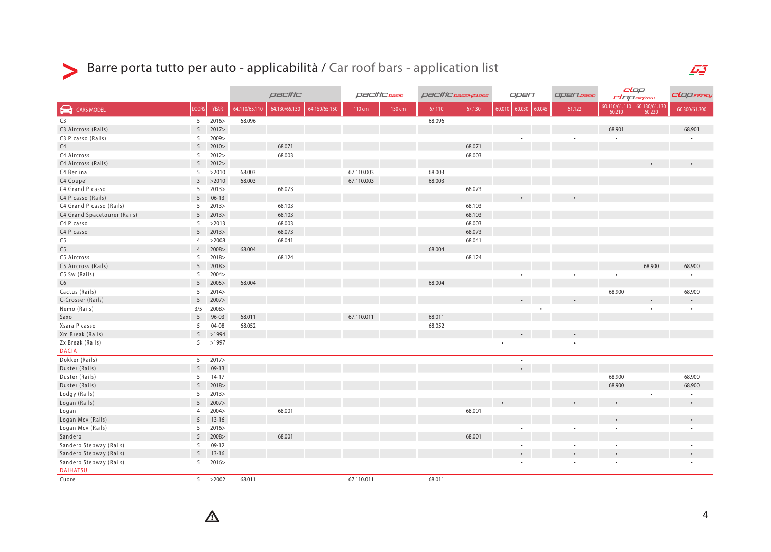# Barre porta tutto per auto - applicabilità / Car roof bars - application list

| | | | pacific | | | pacific basic | | pacific basic flatless | | open | | | open basic | clop / clop airflow | | clop infinity |
|---|---|---|---|---|---|---|---|---|---|---|---|---|---|---|---|---|
| CARS MODEL | DOORS | YEAR | 64.110/65.110 | 64.130/65.130 | 64.150/65.150 | 110 cm | 130 cm | 67.110 | 67.130 | 60.010 | 60.030 | 60.045 | 61.122 | 60.110/61.110 60.210 | 60.130/61.130 60.230 | 60.300/61.300 |
| C3 | 5 | 2016> | 68.096 | | | | | 68.096 | | | | | | | | |
| C3 Aircross (Rails) | 5 | 2017> | | | | | | | | | | | | 68.901 | | 68.901 |
| C3 Picasso (Rails) | 5 | 2009> | | | | | | | | | • | | • | • | | • |
| C4 | 5 | 2010> | | 68.071 | | | | | 68.071 | | | | | | | |
| C4 Aircross | 5 | 2012> | | 68.003 | | | | | 68.003 | | | | | | | |
| C4 Aircross (Rails) | 5 | 2012> | | | | | | | | | | | | | • | • |
| C4 Berlina | 5 | >2010 | 68.003 | | | 67.110.003 | | 68.003 | | | | | | | | |
| C4 Coupe' | 3 | >2010 | 68.003 | | | 67.110.003 | | 68.003 | | | | | | | | |
| C4 Grand Picasso | 5 | 2013> | | 68.073 | | | | | 68.073 | | | | | | | |
| C4 Picasso (Rails) | 5 | 06-13 | | | | | | | | | • | | • | | | |
| C4 Grand Picasso (Rails) | 5 | 2013> | | 68.103 | | | | | 68.103 | | | | | | | |
| C4 Grand Spacetourer (Rails) | 5 | 2013> | | 68.103 | | | | | 68.103 | | | | | | | |
| C4 Picasso | 5 | >2013 | | 68.003 | | | | | 68.003 | | | | | | | |
| C4 Picasso | 5 | 2013> | | 68.073 | | | | | 68.073 | | | | | | | |
| C5 | 4 | >2008 | | 68.041 | | | | | 68.041 | | | | | | | |
| C5 | 4 | 2008> | 68.004 | | | | | 68.004 | | | | | | | | |
| C5 Aircross | 5 | 2018> | | 68.124 | | | | | 68.124 | | | | | | | |
| C5 Aircross (Rails) | 5 | 2018> | | | | | | | | | | | | | 68.900 | 68.900 |
| C5 Sw (Rails) | 5 | 2004> | | | | | | | | | • | | • | • | | • |
| C6 | 5 | 2005> | 68.004 | | | | | 68.004 | | | | | | | | |
| Cactus (Rails) | 5 | 2014> | | | | | | | | | | | | 68.900 | | 68.900 |
| C-Crosser (Rails) | 5 | 2007> | | | | | | | | | • | | • | | • | • |
| Nemo (Rails) | 3/5 | 2008> | | | | | | | | | | • | | | • | • |
| Saxo | 5 | 96-03 | 68.011 | | | 67.110.011 | | 68.011 | | | | | | | | |
| Xsara Picasso | 5 | 04-08 | 68.052 | | | | | 68.052 | | | | | | | | |
| Xm Break (Rails) | 5 | >1994 | | | | | | | | | • | | • | | | |
| Zx Break (Rails) | 5 | >1997 | | | | | | | | • | | | • | | | |
| **DACIA** | | | | | | | | | | | | | | | | |
| Dokker (Rails) | 5 | 2017> | | | | | | | | | • | | | | | |
| Duster (Rails) | 5 | 09-13 | | | | | | | | | • | | | | | |
| Duster (Rails) | 5 | 14-17 | | | | | | | | | | | | 68.900 | | 68.900 |
| Duster (Rails) | 5 | 2018> | | | | | | | | | | | | 68.900 | | 68.900 |
| Lodgy (Rails) | 5 | 2013> | | | | | | | | | | | | | • | • |
| Logan (Rails) | 5 | 2007> | | | | | | | | • | | | • | • | | • |
| Logan | 4 | 2004> | | 68.001 | | | | | 68.001 | | | | | | | |
| Logan Mcv (Rails) | 5 | 13-16 | | | | | | | | | | | | • | | • |
| Logan Mcv (Rails) | 5 | 2016> | | | | | | | | | • | | • | • | | • |
| Sandero | 5 | 2008> | | 68.001 | | | | | 68.001 | | | | | | | |
| Sandero Stepway (Rails) | 5 | 09-12 | | | | | | | | | • | | • | • | | • |
| Sandero Stepway (Rails) | 5 | 13-16 | | | | | | | | | • | | • | • | | • |
| Sandero Stepway (Rails) | 5 | 2016> | | | | | | | | | • | | • | • | | • |
| **DAIHATSU** | | | | | | | | | | | | | | | | |
| Cuore | 5 | >2002 | 68.011 | | | 67.110.011 | | 68.011 | | | | | | | | |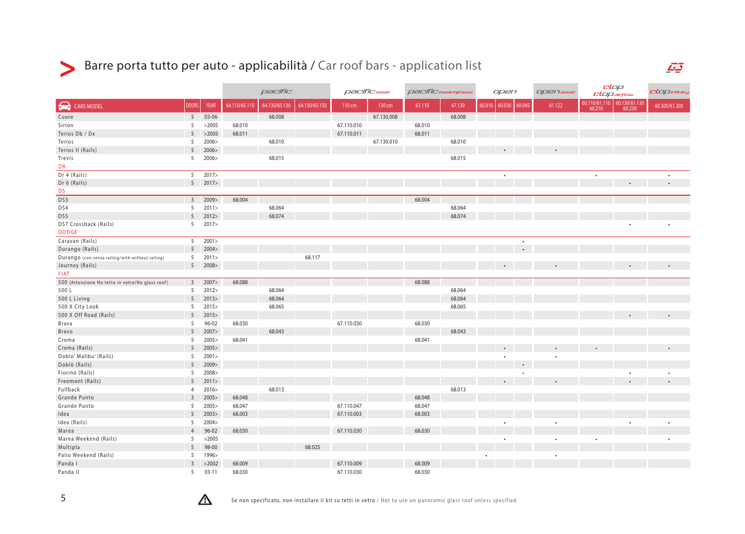# Barre porta tutto per auto - applicabilità / Car roof bars - application list

| | | | pacific | | | pacific.basic | | pacific.basicHitless | | open | | | open.basic | clop / clop.airflow | | clop.infinity |
|---|---|---|---|---|---|---|---|---|---|---|---|---|---|---|---|---|
| CARS MODEL | DOORS | YEAR | 64.110/65.110 | 64.130/65.130 | 64.150/65.150 | 110 cm | 130 cm | 67.110 | 67.130 | 60.010 | 60.030 | 60.045 | 61.122 | 60.110/61.110 60.210 | 60.130/61.130 60.230 | 60.300/61.300 |
| Cuore | 5 | 03-06 | | 68.008 | | | 67.130.008 | | 68.008 | | | | | | | |
| Sirion | 5 | >2005 | 68.010 | | | 67.110.010 | | 68.010 | | | | | | | | |
| Terios Db / Dx | 5 | >2005 | 68.011 | | | 67.110.011 | | 68.011 | | | | | | | | |
| Terios | 5 | 2006> | | 68.010 | | | 67.130.010 | | 68.010 | | | | | | | |
| Terios II (Rails) | 5 | 2006> | | | | | | | | | • | | • | | | |
| Trevis | 5 | 2006> | | 68.015 | | | | | 68.015 | | | | | | | |
| **DR** | | | | | | | | | | | | | | | | |
| Dr 4 (Rails) | 5 | 2017> | | | | | | | | | • | | | • | | • |
| Dr 6 (Rails) | 5 | 2017> | | | | | | | | | | | | | • | • |
| **DS** | | | | | | | | | | | | | | | | |
| DS3 | 3 | 2009> | 68.004 | | | | | 68.004 | | | | | | | | |
| DS4 | 5 | 2011> | | 68.064 | | | | | 68.064 | | | | | | | |
| DS5 | 5 | 2012> | | 68.074 | | | | | 68.074 | | | | | | | |
| DS7 Crossback (Rails) | 5 | 2017> | | | | | | | | | | | | | • | • |
| **DODGE** | | | | | | | | | | | | | | | | |
| Caravan (Rails) | 5 | 2001> | | | | | | | | | | • | | | | |
| Durango (Rails) | 5 | 2004> | | | | | | | | | | • | | | | |
| Durango (con-senza railing/with-without railing) | 5 | 2011> | | | 68.117 | | | | | | | | | | | |
| Journey (Rails) | 5 | 2008> | | | | | | | | | • | | • | | • | • |
| **FIAT** | | | | | | | | | | | | | | | | |
| 500 (Attenzione No tetto in vetro/No glass roof) | 3 | 2007> | 68.088 | | | | | 68.088 | | | | | | | | |
| 500 L | 5 | 2012> | | 68.064 | | | | | 68.064 | | | | | | | |
| 500 L Living | 5 | 2013> | | 68.064 | | | | | 68.064 | | | | | | | |
| 500 X City Look | 5 | 2015> | | 68.065 | | | | | 68.065 | | | | | | | |
| 500 X Off Road (Rails) | 5 | 2015> | | | | | | | | | | | | | • | • |
| Brava | 5 | 96-02 | 68.030 | | | 67.110.030 | | 68.030 | | | | | | | | |
| Bravo | 5 | 2007> | | 68.043 | | | | | 68.043 | | | | | | | |
| Croma | 5 | 2005> | 68.041 | | | | | 68.041 | | | | | | | | |
| Croma (Rails) | 5 | 2005> | | | | | | | | | • | | • | • | | • |
| Doblo' Malibu' (Rails) | 5 | 2001> | | | | | | | | | • | | • | | | |
| Doblò (Rails) | 5 | 2009> | | | | | | | | | | • | | | | |
| Fiorino (Rails) | 5 | 2008> | | | | | | | | | | • | | | • | • |
| Freemont (Rails) | 5 | 2011> | | | | | | | | | • | | • | | • | • |
| Fullback | 4 | 2016> | | 68.013 | | | | | 68.013 | | | | | | | |
| Grande Punto | 3 | 2005> | 68.048 | | | | | 68.048 | | | | | | | | |
| Grande Punto | 5 | 2005> | 68.047 | | | 67.110.047 | | 68.047 | | | | | | | | |
| Idea | 5 | 2003> | 68.003 | | | 67.110.003 | | 68.003 | | | | | | | | |
| Idea (Rails) | 5 | 2004> | | | | | | | | | • | | • | | • | • |
| Marea | 4 | 96-02 | 68.030 | | | 67.110.030 | | 68.030 | | | | | | | | |
| Marea Weekend (Rails) | 5 | >2005 | | | | | | | | | • | | • | • | | • |
| Multipla | 5 | 98-00 | | | 68.025 | | | | | | | | | | | |
| Palio Weekend (Rails) | 5 | 1996> | | | | | | | | • | | | • | | | |
| Panda I | 3 | >2002 | 68.009 | | | 67.110.009 | | 68.009 | | | | | | | | |
| Panda II | 5 | 03-11 | 68.030 | | | 67.110.030 | | 68.030 | | | | | | | | |

⚠ Se non specificato, non installare il kit su tetti in vetro / Not to use on panoramic glass roof unless specified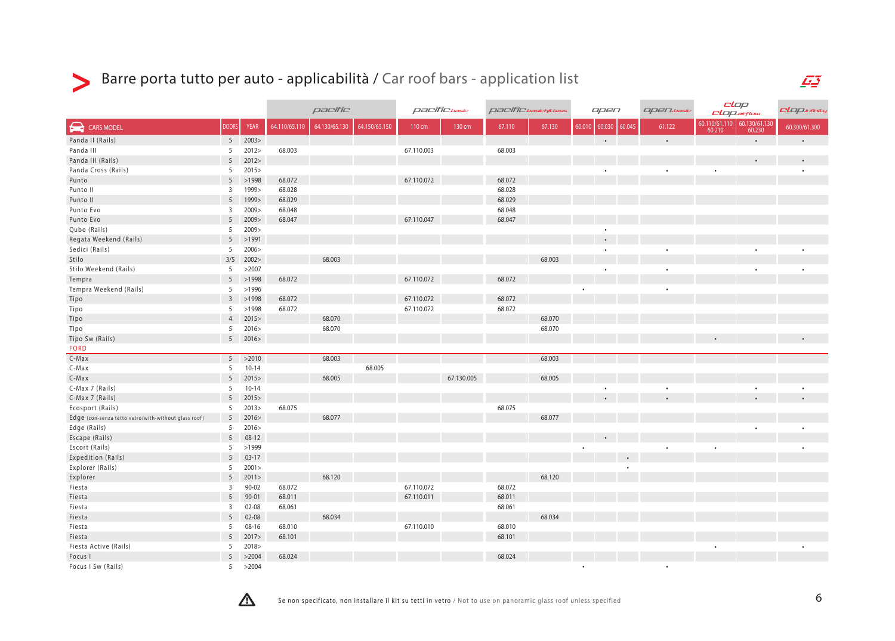| CARS MODEL | DOORS | YEAR | pacific | | | pacific basic | | pacific basic fitless | | open | | | open basic | clop / clop airflow | | clop infinity |
|---|---|---|---|---|---|---|---|---|---|---|---|---|---|---|---|---|
| | | | 64.110/65.110 | 64.130/65.130 | 64.150/65.150 | 110 cm | 130 cm | 67.110 | 67.130 | 60.010 | 60.030 | 60.045 | 61.122 | 60.110/61.110 60.210 | 60.130/61.130 60.230 | 60.300/61.300 |
| Panda II (Rails) | 5 | 2003> | | | | | | | | | • | | • | | • | • |
| Panda III | 5 | 2012> | 68.003 | | | 67.110.003 | | 68.003 | | | | | | | | |
| Panda III (Rails) | 5 | 2012> | | | | | | | | | | | | | • | • |
| Panda Cross (Rails) | 5 | 2015> | | | | | | | | | • | | • | • | | • |
| Punto | 5 | >1998 | 68.072 | | | 67.110.072 | | 68.072 | | | | | | | | |
| Punto II | 3 | 1999> | 68.028 | | | | | 68.028 | | | | | | | | |
| Punto II | 5 | 1999> | 68.029 | | | | | 68.029 | | | | | | | | |
| Punto Evo | 3 | 2009> | 68.048 | | | | | 68.048 | | | | | | | | |
| Punto Evo | 5 | 2009> | 68.047 | | | 67.110.047 | | 68.047 | | | | | | | | |
| Qubo (Rails) | 5 | 2009> | | | | | | | | | • | | | | | |
| Regata Weekend (Rails) | 5 | >1991 | | | | | | | | | • | | | | | |
| Sedici (Rails) | 5 | 2006> | | | | | | | | | • | | • | | • | • |
| Stilo | 3/5 | 2002> | | 68.003 | | | | | 68.003 | | | | | | | |
| Stilo Weekend (Rails) | 5 | >2007 | | | | | | | | | • | | • | | • | • |
| Tempra | 5 | >1998 | 68.072 | | | 67.110.072 | | 68.072 | | | | | | | | |
| Tempra Weekend (Rails) | 5 | >1996 | | | | | | | | • | | | • | | | |
| Tipo | 3 | >1998 | 68.072 | | | 67.110.072 | | 68.072 | | | | | | | | |
| Tipo | 5 | >1998 | 68.072 | | | 67.110.072 | | 68.072 | | | | | | | | |
| Tipo | 4 | 2015> | | 68.070 | | | | | 68.070 | | | | | | | |
| Tipo | 5 | 2016> | | 68.070 | | | | | 68.070 | | | | | | | |
| Tipo Sw (Rails) | 5 | 2016> | | | | | | | | | | | | • | | • |
| **FORD** | | | | | | | | | | | | | | | | |
| C-Max | 5 | >2010 | | 68.003 | | | | | 68.003 | | | | | | | |
| C-Max | 5 | 10-14 | | | 68.005 | | | | | | | | | | | |
| C-Max | 5 | 2015> | | 68.005 | | | 67.130.005 | | 68.005 | | | | | | | |
| C-Max 7 (Rails) | 5 | 10-14 | | | | | | | | | • | | • | | • | • |
| C-Max 7 (Rails) | 5 | 2015> | | | | | | | | | • | | • | | • | • |
| Ecosport (Rails) | 5 | 2013> | 68.075 | | | | | 68.075 | | | | | | | | |
| Edge (con-senza tetto vetro/with-without glass roof) | 5 | 2016> | | 68.077 | | | | | 68.077 | | | | | | | |
| Edge (Rails) | 5 | 2016> | | | | | | | | | | | | | • | • |
| Escape (Rails) | 5 | 08-12 | | | | | | | | | • | | | | | |
| Escort (Rails) | 5 | >1999 | | | | | | | | • | | | • | • | | • |
| Expedition (Rails) | 5 | 03-17 | | | | | | | | | | • | | | | |
| Explorer (Rails) | 5 | 2001> | | | | | | | | | | • | | | | |
| Explorer | 5 | 2011> | | 68.120 | | | | | 68.120 | | | | | | | |
| Fiesta | 3 | 90-02 | 68.072 | | | 67.110.072 | | 68.072 | | | | | | | | |
| Fiesta | 5 | 90-01 | 68.011 | | | 67.110.011 | | 68.011 | | | | | | | | |
| Fiesta | 3 | 02-08 | 68.061 | | | | | 68.061 | | | | | | | | |
| Fiesta | 5 | 02-08 | | 68.034 | | | | | 68.034 | | | | | | | |
| Fiesta | 5 | 08-16 | 68.010 | | | 67.110.010 | | 68.010 | | | | | | | | |
| Fiesta | 5 | 2017> | 68.101 | | | | | 68.101 | | | | | | | | |
| Fiesta Active (Rails) | 5 | 2018> | | | | | | | | | | | | • | | • |
| Focus I | 5 | >2004 | 68.024 | | | | | 68.024 | | | | | | | | |
| Focus I Sw (Rails) | 5 | >2004 | | | | | | | | • | | | • | | | |

⚠ Se non specificato, non installare il kit su tetti in vetro / Not to use on panoramic glass roof unless specified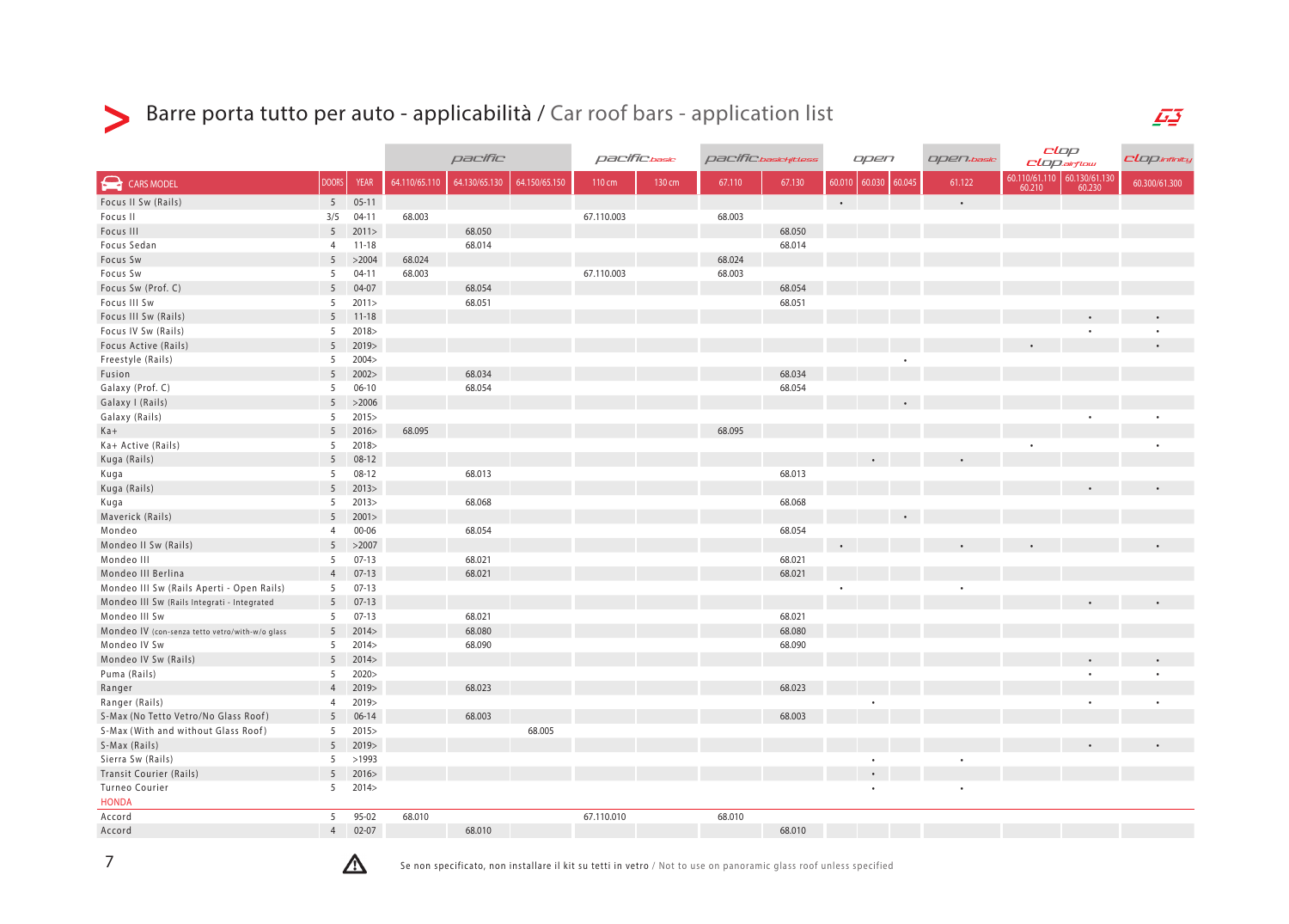| CARS MODEL | DOORS | YEAR | pacific | | | pacific basic | | pacific basic tightless | | open | | | open basic | clop / clop airflow | | clop infinity |
|---|---|---|---|---|---|---|---|---|---|---|---|---|---|---|---|---|
| | | | 64.110/65.110 | 64.130/65.130 | 64.150/65.150 | 110 cm | 130 cm | 67.110 | 67.130 | 60.010 | 60.030 | 60.045 | 61.122 | 60.110/61.110 60.210 | 60.130/61.130 60.230 | 60.300/61.300 |
| Focus II Sw (Rails) | 5 | 05-11 | | | | | | | | • | | | • | | | |
| Focus II | 3/5 | 04-11 | 68.003 | | | 67.110.003 | | 68.003 | | | | | | | | |
| Focus III | 5 | 2011> | | 68.050 | | | | | 68.050 | | | | | | | |
| Focus Sedan | 4 | 11-18 | | 68.014 | | | | | 68.014 | | | | | | | |
| Focus Sw | 5 | >2004 | 68.024 | | | | | 68.024 | | | | | | | | |
| Focus Sw | 5 | 04-11 | 68.003 | | | 67.110.003 | | 68.003 | | | | | | | | |
| Focus Sw (Prof. C) | 5 | 04-07 | | 68.054 | | | | | 68.054 | | | | | | | |
| Focus III Sw | 5 | 2011> | | 68.051 | | | | | 68.051 | | | | | | | |
| Focus III Sw (Rails) | 5 | 11-18 | | | | | | | | | | | | | • | • |
| Focus IV Sw (Rails) | 5 | 2018> | | | | | | | | | | | | | • | • |
| Focus Active (Rails) | 5 | 2019> | | | | | | | | | | | | • | | • |
| Freestyle (Rails) | 5 | 2004> | | | | | | | | | | • | | | | |
| Fusion | 5 | 2002> | | 68.034 | | | | | 68.034 | | | | | | | |
| Galaxy (Prof. C) | 5 | 06-10 | | 68.054 | | | | | 68.054 | | | | | | | |
| Galaxy I (Rails) | 5 | >2006 | | | | | | | | | | • | | | | |
| Galaxy (Rails) | 5 | 2015> | | | | | | | | | | | | | • | • |
| Ka+ | 5 | 2016> | 68.095 | | | | | 68.095 | | | | | | | | |
| Ka+ Active (Rails) | 5 | 2018> | | | | | | | | | | | | • | | • |
| Kuga (Rails) | 5 | 08-12 | | | | | | | | | • | | • | | | |
| Kuga | 5 | 08-12 | | 68.013 | | | | | 68.013 | | | | | | | |
| Kuga (Rails) | 5 | 2013> | | | | | | | | | | | | | • | • |
| Kuga | 5 | 2013> | | 68.068 | | | | | 68.068 | | | | | | | |
| Maverick (Rails) | 5 | 2001> | | | | | | | | | | • | | | | |
| Mondeo | 4 | 00-06 | | 68.054 | | | | | 68.054 | | | | | | | |
| Mondeo II Sw (Rails) | 5 | >2007 | | | | | | | | • | | | • | • | | • |
| Mondeo III | 5 | 07-13 | | 68.021 | | | | | 68.021 | | | | | | | |
| Mondeo III Berlina | 4 | 07-13 | | 68.021 | | | | | 68.021 | | | | | | | |
| Mondeo III Sw (Rails Aperti - Open Rails) | 5 | 07-13 | | | | | | | | • | | | • | | | |
| Mondeo III Sw (Rails Integrati - Integrated | 5 | 07-13 | | | | | | | | | | | | | • | • |
| Mondeo III Sw | 5 | 07-13 | | 68.021 | | | | | 68.021 | | | | | | | |
| Mondeo IV (con-senza tetto vetro/with-w/o glass | 5 | 2014> | | 68.080 | | | | | 68.080 | | | | | | | |
| Mondeo IV Sw | 5 | 2014> | | 68.090 | | | | | 68.090 | | | | | | | |
| Mondeo IV Sw (Rails) | 5 | 2014> | | | | | | | | | | | | | • | • |
| Puma (Rails) | 5 | 2020> | | | | | | | | | | | | | • | • |
| Ranger | 4 | 2019> | | 68.023 | | | | | 68.023 | | | | | | | |
| Ranger (Rails) | 4 | 2019> | | | | | | | | | • | | | | • | • |
| S-Max (No Tetto Vetro/No Glass Roof) | 5 | 06-14 | | 68.003 | | | | | 68.003 | | | | | | | |
| S-Max (With and without Glass Roof) | 5 | 2015> | | | 68.005 | | | | | | | | | | | |
| S-Max (Rails) | 5 | 2019> | | | | | | | | | | | | | • | • |
| Sierra Sw (Rails) | 5 | >1993 | | | | | | | | | • | | • | | | |
| Transit Courier (Rails) | 5 | 2016> | | | | | | | | | • | | | | | |
| Turneo Courier | 5 | 2014> | | | | | | | | | • | | • | | | |
| **HONDA** | | | | | | | | | | | | | | | | |
| Accord | 5 | 95-02 | 68.010 | | | 67.110.010 | | 68.010 | | | | | | | | |
| Accord | 4 | 02-07 | | 68.010 | | | | | 68.010 | | | | | | | |

⚠ Se non specificato, non installare il kit su tetti in vetro / Not to use on panoramic glass roof unless specified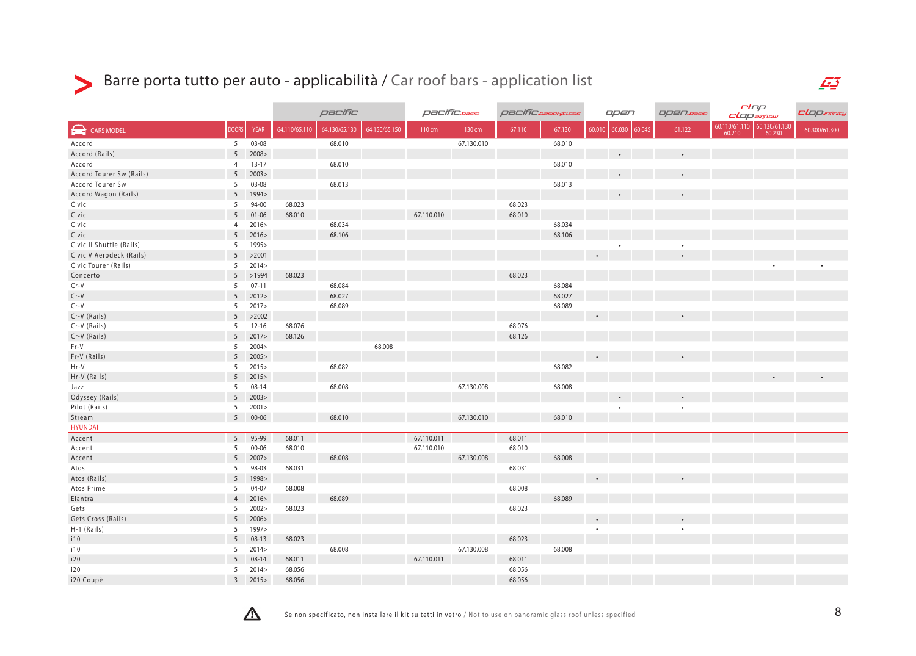# Barre porta tutto per auto - applicabilità / Car roof bars - application list

| | | | pacific | | | pacific basic | | pacific basic fitless | | open | | | open basic | clop / clop airflow | | clop infinity |
|---|---|---|---|---|---|---|---|---|---|---|---|---|---|---|---|---|
| CARS MODEL | DOORS | YEAR | 64.110/65.110 | 64.130/65.130 | 64.150/65.150 | 110 cm | 130 cm | 67.110 | 67.130 | 60.010 | 60.030 | 60.045 | 61.122 | 60.110/61.110 60.210 | 60.130/61.130 60.230 | 60.300/61.300 |
| Accord | 5 | 03-08 | | 68.010 | | | 67.130.010 | | 68.010 | | | | | | | |
| Accord (Rails) | 5 | 2008> | | | | | | | | | • | | • | | | |
| Accord | 4 | 13-17 | | 68.010 | | | | | 68.010 | | | | | | | |
| Accord Tourer Sw (Rails) | 5 | 2003> | | | | | | | | | • | | • | | | |
| Accord Tourer Sw | 5 | 03-08 | | 68.013 | | | | | 68.013 | | | | | | | |
| Accord Wagon (Rails) | 5 | 1994> | | | | | | | | | • | | • | | | |
| Civic | 5 | 94-00 | 68.023 | | | | | 68.023 | | | | | | | | |
| Civic | 5 | 01-06 | 68.010 | | | 67.110.010 | | 68.010 | | | | | | | | |
| Civic | 4 | 2016> | | 68.034 | | | | | 68.034 | | | | | | | |
| Civic | 5 | 2016> | | 68.106 | | | | | 68.106 | | | | | | | |
| Civic II Shuttle (Rails) | 5 | 1995> | | | | | | | | | • | | • | | | |
| Civic V Aerodeck (Rails) | 5 | >2001 | | | | | | | | • | | | • | | | |
| Civic Tourer (Rails) | 5 | 2014> | | | | | | | | | | | | | • | • |
| Concerto | 5 | >1994 | 68.023 | | | | | 68.023 | | | | | | | | |
| Cr-V | 5 | 07-11 | | 68.084 | | | | | 68.084 | | | | | | | |
| Cr-V | 5 | 2012> | | 68.027 | | | | | 68.027 | | | | | | | |
| Cr-V | 5 | 2017> | | 68.089 | | | | | 68.089 | | | | | | | |
| Cr-V (Rails) | 5 | >2002 | | | | | | | | • | | | • | | | |
| Cr-V (Rails) | 5 | 12-16 | 68.076 | | | | | 68.076 | | | | | | | | |
| Cr-V (Rails) | 5 | 2017> | 68.126 | | | | | 68.126 | | | | | | | | |
| Fr-V | 5 | 2004> | | | 68.008 | | | | | | | | | | | |
| Fr-V (Rails) | 5 | 2005> | | | | | | | | • | | | • | | | |
| Hr-V | 5 | 2015> | | 68.082 | | | | | 68.082 | | | | | | | |
| Hr-V (Rails) | 5 | 2015> | | | | | | | | | | | | | • | • |
| Jazz | 5 | 08-14 | | 68.008 | | | 67.130.008 | | 68.008 | | | | | | | |
| Odyssey (Rails) | 5 | 2003> | | | | | | | | | • | | • | | | |
| Pilot (Rails) | 5 | 2001> | | | | | | | | | • | | • | | | |
| Stream | 5 | 00-06 | | 68.010 | | | 67.130.010 | | 68.010 | | | | | | | |
| **HYUNDAI** | | | | | | | | | | | | | | | | |
| Accent | 5 | 95-99 | 68.011 | | | 67.110.011 | | 68.011 | | | | | | | | |
| Accent | 5 | 00-06 | 68.010 | | | 67.110.010 | | 68.010 | | | | | | | | |
| Accent | 5 | 2007> | | 68.008 | | | 67.130.008 | | 68.008 | | | | | | | |
| Atos | 5 | 98-03 | 68.031 | | | | | 68.031 | | | | | | | | |
| Atos (Rails) | 5 | 1998> | | | | | | | | • | | | • | | | |
| Atos Prime | 5 | 04-07 | 68.008 | | | | | 68.008 | | | | | | | | |
| Elantra | 4 | 2016> | | 68.089 | | | | | 68.089 | | | | | | | |
| Gets | 5 | 2002> | 68.023 | | | | | 68.023 | | | | | | | | |
| Gets Cross (Rails) | 5 | 2006> | | | | | | | | • | | | • | | | |
| H-1 (Rails) | 5 | 1997> | | | | | | | | • | | | • | | | |
| i10 | 5 | 08-13 | 68.023 | | | | | 68.023 | | | | | | | | |
| i10 | 5 | 2014> | | 68.008 | | | 67.130.008 | | 68.008 | | | | | | | |
| i20 | 5 | 08-14 | 68.011 | | | 67.110.011 | | 68.011 | | | | | | | | |
| i20 | 5 | 2014> | 68.056 | | | | | 68.056 | | | | | | | | |
| i20 Coupè | 3 | 2015> | 68.056 | | | | | 68.056 | | | | | | | | |

⚠ Se non specificato, non installare il kit su tetti in vetro / Not to use on panoramic glass roof unless specified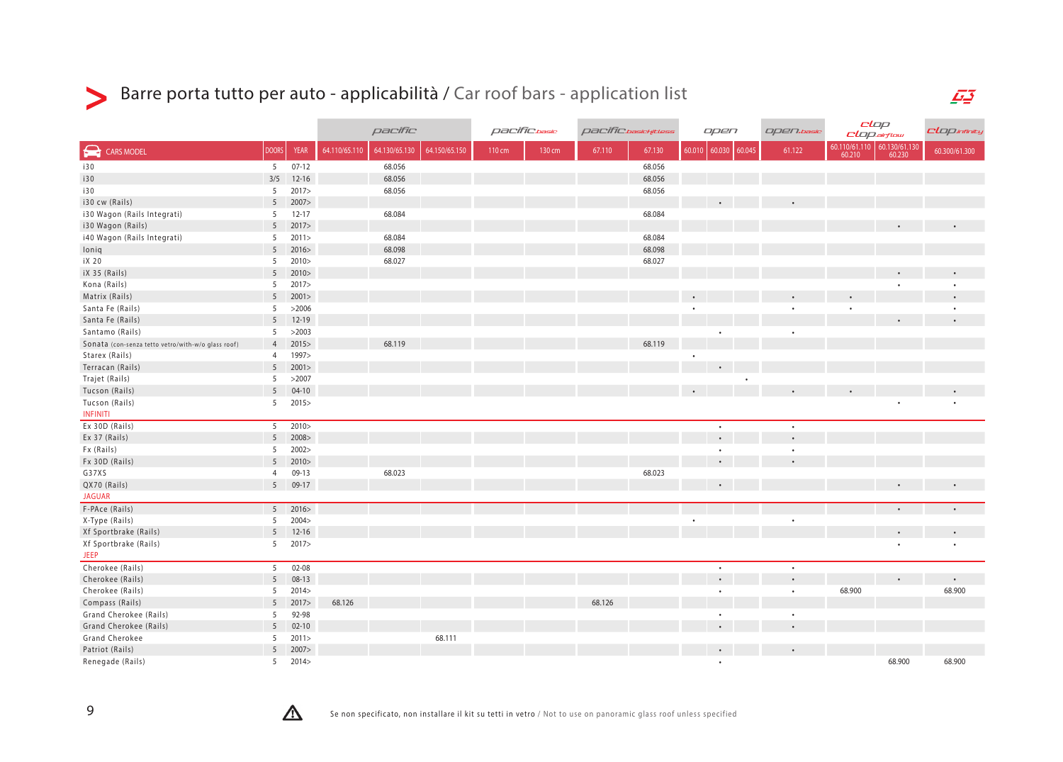# Barre porta tutto per auto - applicabilità / Car roof bars - application list

| CARS MODEL | DOORS | YEAR | pacific | | | pacific basic | | pacific basic tightless | | open | | | open basic | clop / clop airflow | | clop infinity |
|---|---|---|---|---|---|---|---|---|---|---|---|---|---|---|---|---|
| | | | 64.110/65.110 | 64.130/65.130 | 64.150/65.150 | 110 cm | 130 cm | 67.110 | 67.130 | 60.010 | 60.030 | 60.045 | 61.122 | 60.110/61.110 60.210 | 60.130/61.130 60.230 | 60.300/61.300 |
| i30 | 5 | 07-12 | | 68.056 | | | | | 68.056 | | | | | | | |
| i30 | 3/5 | 12-16 | | 68.056 | | | | | 68.056 | | | | | | | |
| i30 | 5 | 2017> | | 68.056 | | | | | 68.056 | | | | | | | |
| i30 cw (Rails) | 5 | 2007> | | | | | | | | | • | | • | | | |
| i30 Wagon (Rails Integrati) | 5 | 12-17 | | 68.084 | | | | | 68.084 | | | | | | | |
| i30 Wagon (Rails) | 5 | 2017> | | | | | | | | | | | | | • | • |
| i40 Wagon (Rails Integrati) | 5 | 2011> | | 68.084 | | | | | 68.084 | | | | | | | |
| Ioniq | 5 | 2016> | | 68.098 | | | | | 68.098 | | | | | | | |
| iX 20 | 5 | 2010> | | 68.027 | | | | | 68.027 | | | | | | | |
| iX 35 (Rails) | 5 | 2010> | | | | | | | | | | | | | • | • |
| Kona (Rails) | 5 | 2017> | | | | | | | | | | | | | • | • |
| Matrix (Rails) | 5 | 2001> | | | | | | | | • | | | • | • | | • |
| Santa Fe (Rails) | 5 | >2006 | | | | | | | | • | | | • | • | | • |
| Santa Fe (Rails) | 5 | 12-19 | | | | | | | | | | | | | • | • |
| Santamo (Rails) | 5 | >2003 | | | | | | | | | • | | • | | | |
| Sonata (con-senza tetto vetro/with-w/o glass roof) | 4 | 2015> | | 68.119 | | | | | 68.119 | | | | | | | |
| Starex (Rails) | 4 | 1997> | | | | | | | | • | | | | | | |
| Terracan (Rails) | 5 | 2001> | | | | | | | | | • | | | | | |
| Trajet (Rails) | 5 | >2007 | | | | | | | | | | • | | | | |
| Tucson (Rails) | 5 | 04-10 | | | | | | | | • | | | • | • | | • |
| Tucson (Rails) | 5 | 2015> | | | | | | | | | | | | | • | • |
| **INFINITI** | | | | | | | | | | | | | | | | |
| Ex 30D (Rails) | 5 | 2010> | | | | | | | | | • | | • | | | |
| Ex 37 (Rails) | 5 | 2008> | | | | | | | | | • | | • | | | |
| Fx (Rails) | 5 | 2002> | | | | | | | | | • | | • | | | |
| Fx 30D (Rails) | 5 | 2010> | | | | | | | | | • | | • | | | |
| G37XS | 4 | 09-13 | | 68.023 | | | | | 68.023 | | | | | | | |
| QX70 (Rails) | 5 | 09-17 | | | | | | | | | • | | | | • | • |
| **JAGUAR** | | | | | | | | | | | | | | | | |
| F-PAce (Rails) | 5 | 2016> | | | | | | | | | | | | | • | • |
| X-Type (Rails) | 5 | 2004> | | | | | | | | • | | | • | | | |
| Xf Sportbrake (Rails) | 5 | 12-16 | | | | | | | | | | | | | • | • |
| Xf Sportbrake (Rails) | 5 | 2017> | | | | | | | | | | | | | • | • |
| **JEEP** | | | | | | | | | | | | | | | | |
| Cherokee (Rails) | 5 | 02-08 | | | | | | | | | • | | • | | | |
| Cherokee (Rails) | 5 | 08-13 | | | | | | | | | • | | • | | • | • |
| Cherokee (Rails) | 5 | 2014> | | | | | | | | | • | | • | 68.900 | | 68.900 |
| Compass (Rails) | 5 | 2017> | 68.126 | | | | | 68.126 | | | | | | | | |
| Grand Cherokee (Rails) | 5 | 92-98 | | | | | | | | | • | | • | | | |
| Grand Cherokee (Rails) | 5 | 02-10 | | | | | | | | | • | | • | | | |
| Grand Cherokee | 5 | 2011> | | | 68.111 | | | | | | | | | | | |
| Patriot (Rails) | 5 | 2007> | | | | | | | | | • | | • | | | |
| Renegade (Rails) | 5 | 2014> | | | | | | | | | • | | | | 68.900 | 68.900 |

⚠ Se non specificato, non installare il kit su tetti in vetro / Not to use on panoramic glass roof unless specified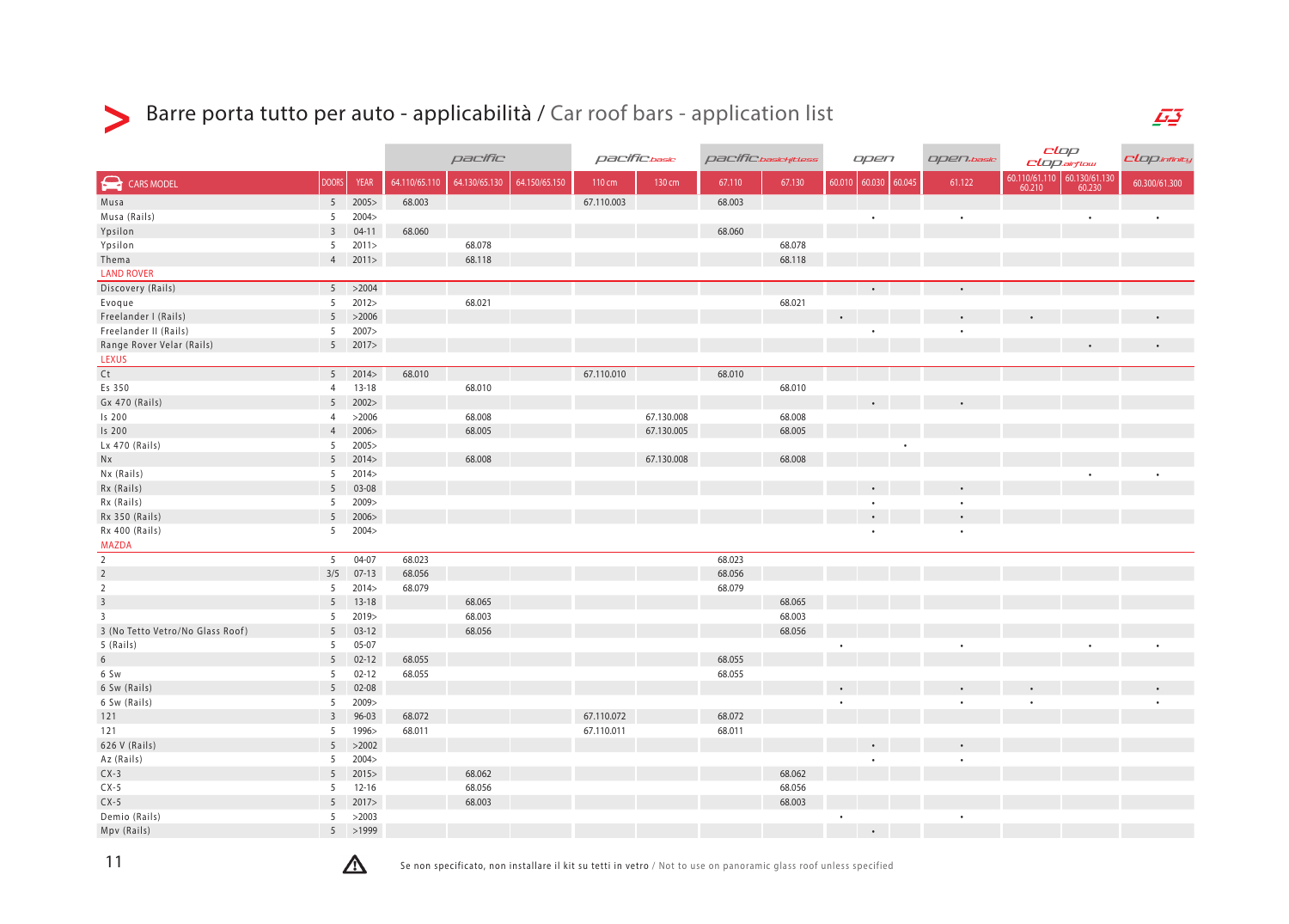# Barre porta tutto per auto - applicabilità / Car roof bars - application list

| CARS MODEL | DOORS | YEAR | pacific | | | pacific.basic | | pacific.basicfitless | | open | | | open.basic | clop / clop.airflow | | clop.infinity |
|---|---|---|---|---|---|---|---|---|---|---|---|---|---|---|---|---|
| | | | 64.110/65.110 | 64.130/65.130 | 64.150/65.150 | 110 cm | 130 cm | 67.110 | 67.130 | 60.010 | 60.030 | 60.045 | 61.122 | 60.110/61.110 60.210 | 60.130/61.130 60.230 | 60.300/61.300 |
| Musa | 5 | 2005> | 68.003 | | | 67.110.003 | | 68.003 | | | | | | | | |
| Musa (Rails) | 5 | 2004> | | | | | | | | | • | | • | | • | • |
| Ypsilon | 3 | 04-11 | 68.060 | | | | | 68.060 | | | | | | | | |
| Ypsilon | 5 | 2011> | | 68.078 | | | | | 68.078 | | | | | | | |
| Thema | 4 | 2011> | | 68.118 | | | | | 68.118 | | | | | | | |
| **LAND ROVER** | | | | | | | | | | | | | | | | |
| Discovery (Rails) | 5 | >2004 | | | | | | | | | • | | • | | | |
| Evoque | 5 | 2012> | | 68.021 | | | | | 68.021 | | | | | | | |
| Freelander I (Rails) | 5 | >2006 | | | | | | | | • | | | • | • | | • |
| Freelander II (Rails) | 5 | 2007> | | | | | | | | | • | | • | | | |
| Range Rover Velar (Rails) | 5 | 2017> | | | | | | | | | | | | | • | • |
| **LEXUS** | | | | | | | | | | | | | | | | |
| Ct | 5 | 2014> | 68.010 | | | 67.110.010 | | 68.010 | | | | | | | | |
| Es 350 | 4 | 13-18 | | 68.010 | | | | | 68.010 | | | | | | | |
| Gx 470 (Rails) | 5 | 2002> | | | | | | | | | • | | • | | | |
| Is 200 | 4 | >2006 | | 68.008 | | | 67.130.008 | | 68.008 | | | | | | | |
| Is 200 | 4 | 2006> | | 68.005 | | | 67.130.005 | | 68.005 | | | | | | | |
| Lx 470 (Rails) | 5 | 2005> | | | | | | | | | | • | | | | |
| Nx | 5 | 2014> | | 68.008 | | | 67.130.008 | | 68.008 | | | | | | | |
| Nx (Rails) | 5 | 2014> | | | | | | | | | | | | | • | • |
| Rx (Rails) | 5 | 03-08 | | | | | | | | | • | | • | | | |
| Rx (Rails) | 5 | 2009> | | | | | | | | | • | | • | | | |
| Rx 350 (Rails) | 5 | 2006> | | | | | | | | | • | | • | | | |
| Rx 400 (Rails) | 5 | 2004> | | | | | | | | | • | | • | | | |
| **MAZDA** | | | | | | | | | | | | | | | | |
| 2 | 5 | 04-07 | 68.023 | | | | | 68.023 | | | | | | | | |
| 2 | 3/5 | 07-13 | 68.056 | | | | | 68.056 | | | | | | | | |
| 2 | 5 | 2014> | 68.079 | | | | | 68.079 | | | | | | | | |
| 3 | 5 | 13-18 | | 68.065 | | | | | 68.065 | | | | | | | |
| 3 | 5 | 2019> | | 68.003 | | | | | 68.003 | | | | | | | |
| 3 (No Tetto Vetro/No Glass Roof) | 5 | 03-12 | | 68.056 | | | | | 68.056 | | | | | | | |
| 5 (Rails) | 5 | 05-07 | | | | | | | | • | | | • | | • | • |
| 6 | 5 | 02-12 | 68.055 | | | | | 68.055 | | | | | | | | |
| 6 Sw | 5 | 02-12 | 68.055 | | | | | 68.055 | | | | | | | | |
| 6 Sw (Rails) | 5 | 02-08 | | | | | | | | • | | | • | • | | • |
| 6 Sw (Rails) | 5 | 2009> | | | | | | | | • | | | • | • | | • |
| 121 | 3 | 96-03 | 68.072 | | | 67.110.072 | | 68.072 | | | | | | | | |
| 121 | 5 | 1996> | 68.011 | | | 67.110.011 | | 68.011 | | | | | | | | |
| 626 V (Rails) | 5 | >2002 | | | | | | | | | • | | • | | | |
| Az (Rails) | 5 | 2004> | | | | | | | | | • | | • | | | |
| CX-3 | 5 | 2015> | | 68.062 | | | | | 68.062 | | | | | | | |
| CX-5 | 5 | 12-16 | | 68.056 | | | | | 68.056 | | | | | | | |
| CX-5 | 5 | 2017> | | 68.003 | | | | | 68.003 | | | | | | | |
| Demio (Rails) | 5 | >2003 | | | | | | | | • | | | • | | | |
| Mpv (Rails) | 5 | >1999 | | | | | | | | | • | | | | | |

⚠ Se non specificato, non installare il kit su tetti in vetro / Not to use on panoramic glass roof unless specified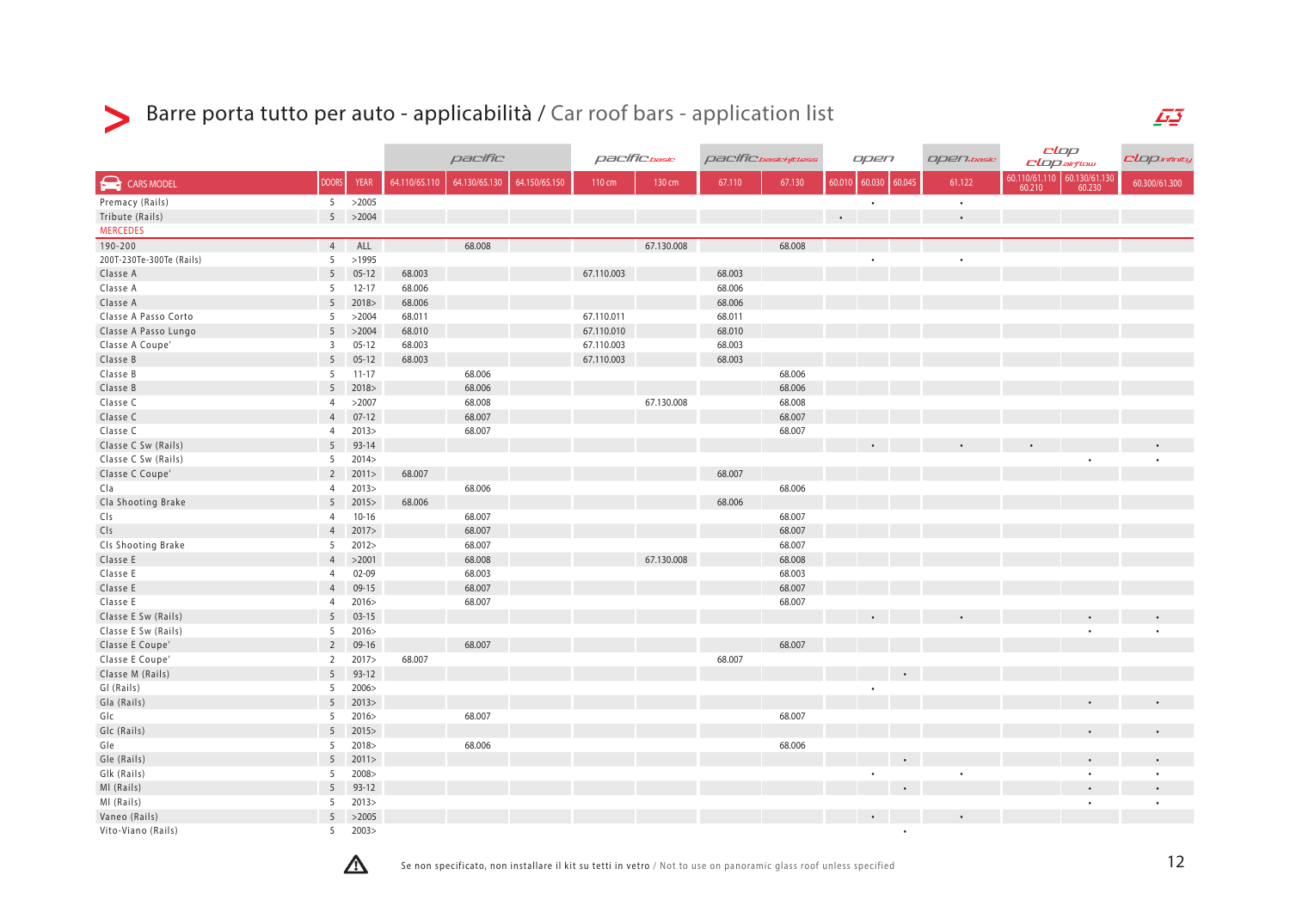# Barre porta tutto per auto - applicabilità / Car roof bars - application list

| CARS MODEL | DOORS | YEAR | pacific | | | pacific basic | | pacific basic fitless | | open | | | open basic | clop / clop airflow | | clop infinity |
|---|---|---|---|---|---|---|---|---|---|---|---|---|---|---|---|---|
| | | | 64.110/65.110 | 64.130/65.130 | 64.150/65.150 | 110 cm | 130 cm | 67.110 | 67.130 | 60.010 | 60.030 | 60.045 | 61.122 | 60.110/61.110 60.210 | 60.130/61.130 60.230 | 60.300/61.300 |
| Premacy (Rails) | 5 | >2005 | | | | | | | | | • | | • | | | |
| Tribute (Rails) | 5 | >2004 | | | | | | | | • | | | • | | | |
| **MERCEDES** | | | | | | | | | | | | | | | | |
| 190-200 | 4 | ALL | | 68.008 | | | 67.130.008 | | 68.008 | | | | | | | |
| 200T-230Te-300Te (Rails) | 5 | >1995 | | | | | | | | | • | | • | | | |
| Classe A | 5 | 05-12 | 68.003 | | | 67.110.003 | | 68.003 | | | | | | | | |
| Classe A | 5 | 12-17 | 68.006 | | | | | 68.006 | | | | | | | | |
| Classe A | 5 | 2018> | 68.006 | | | | | 68.006 | | | | | | | | |
| Classe A Passo Corto | 5 | >2004 | 68.011 | | | 67.110.011 | | 68.011 | | | | | | | | |
| Classe A Passo Lungo | 5 | >2004 | 68.010 | | | 67.110.010 | | 68.010 | | | | | | | | |
| Classe A Coupe' | 3 | 05-12 | 68.003 | | | 67.110.003 | | 68.003 | | | | | | | | |
| Classe B | 5 | 05-12 | 68.003 | | | 67.110.003 | | 68.003 | | | | | | | | |
| Classe B | 5 | 11-17 | | 68.006 | | | | | 68.006 | | | | | | | |
| Classe B | 5 | 2018> | | 68.006 | | | | | 68.006 | | | | | | | |
| Classe C | 4 | >2007 | | 68.008 | | | 67.130.008 | | 68.008 | | | | | | | |
| Classe C | 4 | 07-12 | | 68.007 | | | | | 68.007 | | | | | | | |
| Classe C | 4 | 2013> | | 68.007 | | | | | 68.007 | | | | | | | |
| Classe C Sw (Rails) | 5 | 93-14 | | | | | | | | | • | | • | • | | • |
| Classe C Sw (Rails) | 5 | 2014> | | | | | | | | | | | | | • | • |
| Classe C Coupe' | 2 | 2011> | 68.007 | | | | | 68.007 | | | | | | | | |
| Cla | 4 | 2013> | | 68.006 | | | | | 68.006 | | | | | | | |
| Cla Shooting Brake | 5 | 2015> | 68.006 | | | | | 68.006 | | | | | | | | |
| Cls | 4 | 10-16 | | 68.007 | | | | | 68.007 | | | | | | | |
| Cls | 4 | 2017> | | 68.007 | | | | | 68.007 | | | | | | | |
| Cls Shooting Brake | 5 | 2012> | | 68.007 | | | | | 68.007 | | | | | | | |
| Classe E | 4 | >2001 | | 68.008 | | | 67.130.008 | | 68.008 | | | | | | | |
| Classe E | 4 | 02-09 | | 68.003 | | | | | 68.003 | | | | | | | |
| Classe E | 4 | 09-15 | | 68.007 | | | | | 68.007 | | | | | | | |
| Classe E | 4 | 2016> | | 68.007 | | | | | 68.007 | | | | | | | |
| Classe E Sw (Rails) | 5 | 03-15 | | | | | | | | | • | | • | | • | • |
| Classe E Sw (Rails) | 5 | 2016> | | | | | | | | | | | | | • | • |
| Classe E Coupe' | 2 | 09-16 | | 68.007 | | | | | 68.007 | | | | | | | |
| Classe E Coupe' | 2 | 2017> | 68.007 | | | | | 68.007 | | | | | | | | |
| Classe M (Rails) | 5 | 93-12 | | | | | | | | | | • | | | | |
| Gl (Rails) | 5 | 2006> | | | | | | | | | • | | | | | |
| Gla (Rails) | 5 | 2013> | | | | | | | | | | | | | • | • |
| Glc | 5 | 2016> | | 68.007 | | | | | 68.007 | | | | | | | |
| Glc (Rails) | 5 | 2015> | | | | | | | | | | | | | • | • |
| Gle | 5 | 2018> | | 68.006 | | | | | 68.006 | | | | | | | |
| Gle (Rails) | 5 | 2011> | | | | | | | | | | • | | | • | • |
| Glk (Rails) | 5 | 2008> | | | | | | | | | • | | • | | • | • |
| Ml (Rails) | 5 | 93-12 | | | | | | | | | | • | | | • | • |
| Ml (Rails) | 5 | 2013> | | | | | | | | | | | | | • | • |
| Vaneo (Rails) | 5 | >2005 | | | | | | | | | • | | • | | | |
| Vito-Viano (Rails) | 5 | 2003> | | | | | | | | | | • | | | | |

⚠ Se non specificato, non installare il kit su tetti in vetro / Not to use on panoramic glass roof unless specified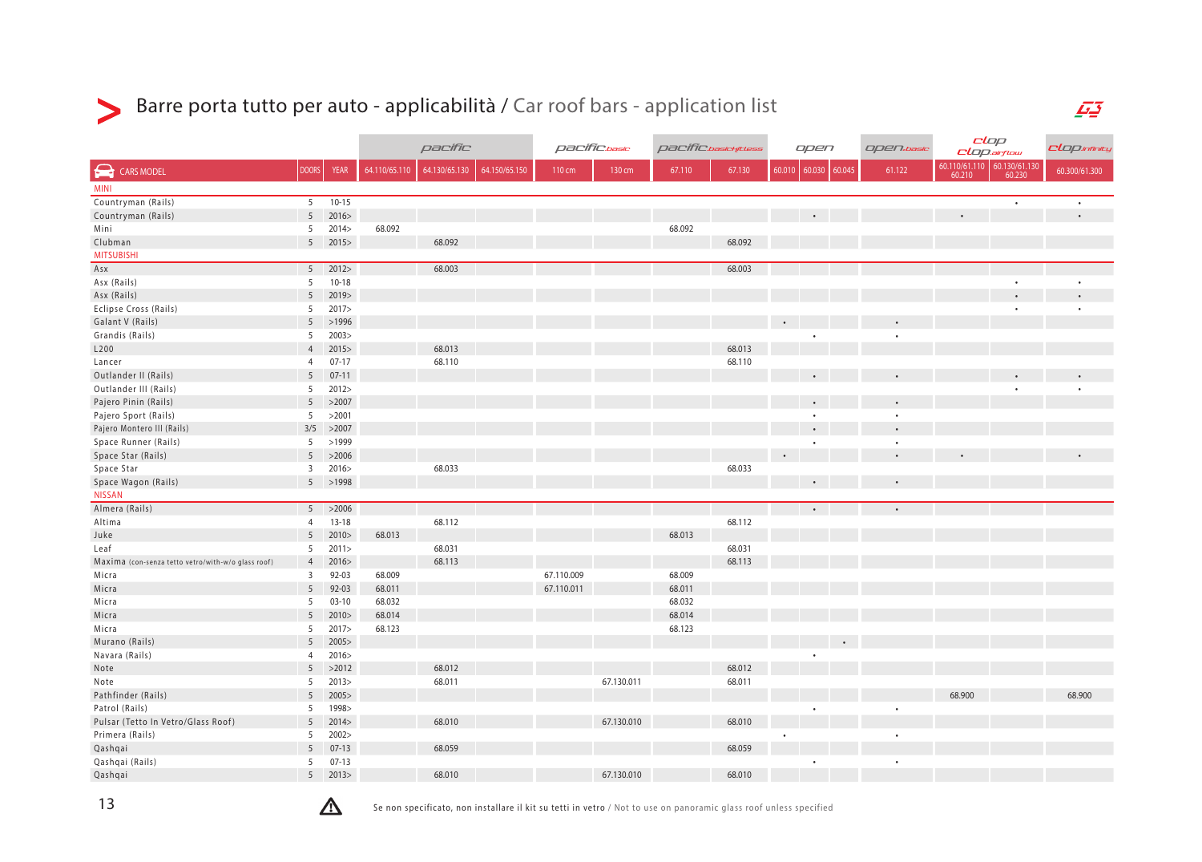## Barre porta tutto per auto - applicabilità / Car roof bars - application list

| | | | pacific | | | pacific basic | | pacific basicfitless | | open | | | open basic | clop / clop airflow | | clop infinity |
|---|---|---|---|---|---|---|---|---|---|---|---|---|---|---|---|---|
| CARS MODEL | DOORS | YEAR | 64.110/65.110 | 64.130/65.130 | 64.150/65.150 | 110 cm | 130 cm | 67.110 | 67.130 | 60.010 | 60.030 | 60.045 | 61.122 | 60.110/61.110 60.210 | 60.130/61.130 60.230 | 60.300/61.300 |
| **MINI** | | | | | | | | | | | | | | | | |
| Countryman (Rails) | 5 | 10-15 | | | | | | | | | | | | | • | • |
| Countryman (Rails) | 5 | 2016> | | | | | | | | | • | | | • | | • |
| Mini | 5 | 2014> | 68.092 | | | | | 68.092 | | | | | | | | |
| Clubman | 5 | 2015> | | 68.092 | | | | | 68.092 | | | | | | | |
| **MITSUBISHI** | | | | | | | | | | | | | | | | |
| Asx | 5 | 2012> | | 68.003 | | | | | 68.003 | | | | | | | |
| Asx (Rails) | 5 | 10-18 | | | | | | | | | | | | | • | • |
| Asx (Rails) | 5 | 2019> | | | | | | | | | | | | | • | • |
| Eclipse Cross (Rails) | 5 | 2017> | | | | | | | | | | | | | • | • |
| Galant V (Rails) | 5 | >1996 | | | | | | | | • | | | • | | | |
| Grandis (Rails) | 5 | 2003> | | | | | | | | | • | | • | | | |
| L200 | 4 | 2015> | | 68.013 | | | | | 68.013 | | | | | | | |
| Lancer | 4 | 07-17 | | 68.110 | | | | | 68.110 | | | | | | | |
| Outlander II (Rails) | 5 | 07-11 | | | | | | | | | • | | • | | • | • |
| Outlander III (Rails) | 5 | 2012> | | | | | | | | | | | | | • | • |
| Pajero Pinin (Rails) | 5 | >2007 | | | | | | | | | • | | • | | | |
| Pajero Sport (Rails) | 5 | >2001 | | | | | | | | | • | | • | | | |
| Pajero Montero III (Rails) | 3/5 | >2007 | | | | | | | | | • | | • | | | |
| Space Runner (Rails) | 5 | >1999 | | | | | | | | | • | | • | | | |
| Space Star (Rails) | 5 | >2006 | | | | | | | | • | | | • | • | | • |
| Space Star | 3 | 2016> | | 68.033 | | | | | 68.033 | | | | | | | |
| Space Wagon (Rails) | 5 | >1998 | | | | | | | | | • | | • | | | |
| **NISSAN** | | | | | | | | | | | | | | | | |
| Almera (Rails) | 5 | >2006 | | | | | | | | | • | | • | | | |
| Altima | 4 | 13-18 | | 68.112 | | | | | 68.112 | | | | | | | |
| Juke | 5 | 2010> | 68.013 | | | | | 68.013 | | | | | | | | |
| Leaf | 5 | 2011> | | 68.031 | | | | | 68.031 | | | | | | | |
| Maxima (con-senza tetto vetro/with-w/o glass roof) | 4 | 2016> | | 68.113 | | | | | 68.113 | | | | | | | |
| Micra | 3 | 92-03 | 68.009 | | | 67.110.009 | | 68.009 | | | | | | | | |
| Micra | 5 | 92-03 | 68.011 | | | 67.110.011 | | 68.011 | | | | | | | | |
| Micra | 5 | 03-10 | 68.032 | | | | | 68.032 | | | | | | | | |
| Micra | 5 | 2010> | 68.014 | | | | | 68.014 | | | | | | | | |
| Micra | 5 | 2017> | 68.123 | | | | | 68.123 | | | | | | | | |
| Murano (Rails) | 5 | 2005> | | | | | | | | | | • | | | | |
| Navara (Rails) | 4 | 2016> | | | | | | | | | • | | | | | |
| Note | 5 | >2012 | | 68.012 | | | | | 68.012 | | | | | | | |
| Note | 5 | 2013> | | 68.011 | | | 67.130.011 | | 68.011 | | | | | | | |
| Pathfinder (Rails) | 5 | 2005> | | | | | | | | | | | | 68.900 | | 68.900 |
| Patrol (Rails) | 5 | 1998> | | | | | | | | | • | | • | | | |
| Pulsar (Tetto In Vetro/Glass Roof) | 5 | 2014> | | 68.010 | | | 67.130.010 | | 68.010 | | | | | | | |
| Primera (Rails) | 5 | 2002> | | | | | | | | • | | | • | | | |
| Qashqai | 5 | 07-13 | | 68.059 | | | | | 68.059 | | | | | | | |
| Qashqai (Rails) | 5 | 07-13 | | | | | | | | | • | | • | | | |
| Qashqai | 5 | 2013> | | 68.010 | | | 67.130.010 | | 68.010 | | | | | | | |

⚠ Se non specificato, non installare il kit su tetti in vetro / Not to use on panoramic glass roof unless specified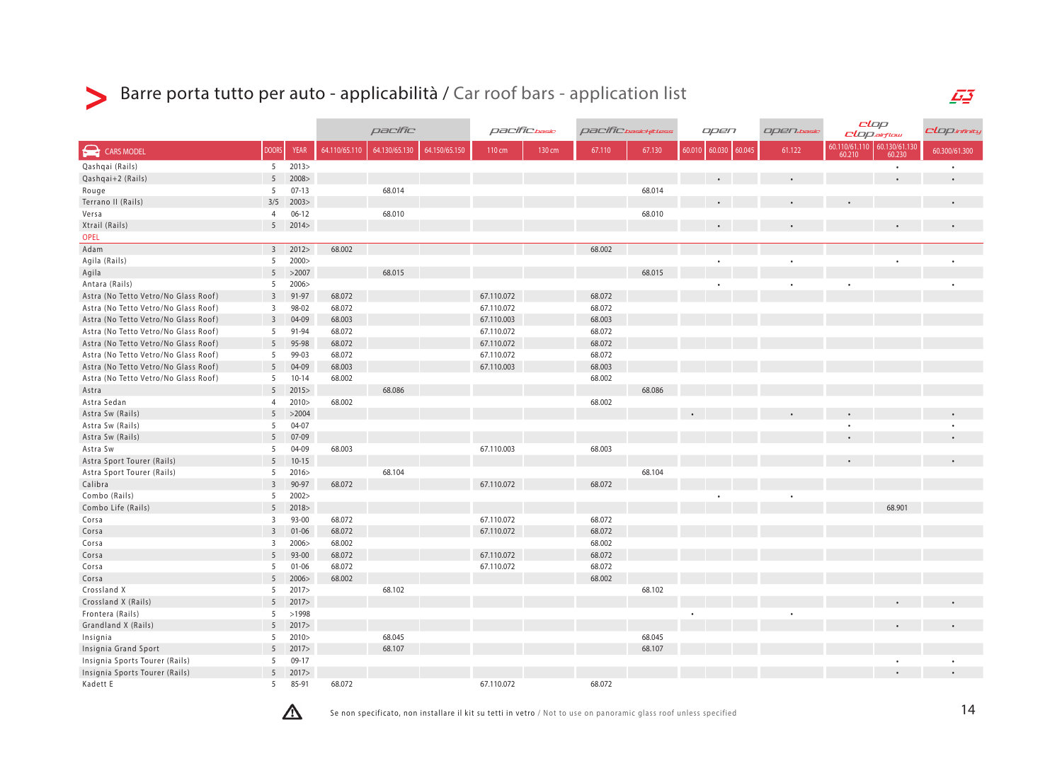# Barre porta tutto per auto - applicabilità / Car roof bars - application list

| CARS MODEL | DOORS | YEAR | pacific 64.110/65.110 | pacific 64.130/65.130 | pacific 64.150/65.150 | pacific.basic 110 cm | pacific.basic 130 cm | pacific.basicfitless 67.110 | pacific.basicfitless 67.130 | open 60.010 | open 60.030 | open 60.045 | open.basic 61.122 | clop / clop.airflow 60.110/61.110 60.210 | clop / clop.airflow 60.130/61.130 60.230 | clop.infinity 60.300/61.300 |
|---|---|---|---|---|---|---|---|---|---|---|---|---|---|---|---|---|
| Qashqai (Rails) | 5 | 2013> | | | | | | | | | | | | | • | • |
| Qashqai+2 (Rails) | 5 | 2008> | | | | | | | | | • | | • | | • | • |
| Rouge | 5 | 07-13 | | 68.014 | | | | | 68.014 | | | | | | | |
| Terrano II (Rails) | 3/5 | 2003> | | | | | | | | | • | | • | • | | • |
| Versa | 4 | 06-12 | | 68.010 | | | | | 68.010 | | | | | | | |
| Xtrail (Rails) | 5 | 2014> | | | | | | | | | • | | • | | • | • |
| **OPEL** | | | | | | | | | | | | | | | | |
| Adam | 3 | 2012> | 68.002 | | | | | 68.002 | | | | | | | | |
| Agila (Rails) | 5 | 2000> | | | | | | | | | • | | • | | • | • |
| Agila | 5 | >2007 | | 68.015 | | | | | 68.015 | | | | | | | |
| Antara (Rails) | 5 | 2006> | | | | | | | | | • | | • | • | | • |
| Astra (No Tetto Vetro/No Glass Roof) | 3 | 91-97 | 68.072 | | | 67.110.072 | | 68.072 | | | | | | | | |
| Astra (No Tetto Vetro/No Glass Roof) | 3 | 98-02 | 68.072 | | | 67.110.072 | | 68.072 | | | | | | | | |
| Astra (No Tetto Vetro/No Glass Roof) | 3 | 04-09 | 68.003 | | | 67.110.003 | | 68.003 | | | | | | | | |
| Astra (No Tetto Vetro/No Glass Roof) | 5 | 91-94 | 68.072 | | | 67.110.072 | | 68.072 | | | | | | | | |
| Astra (No Tetto Vetro/No Glass Roof) | 5 | 95-98 | 68.072 | | | 67.110.072 | | 68.072 | | | | | | | | |
| Astra (No Tetto Vetro/No Glass Roof) | 5 | 99-03 | 68.072 | | | 67.110.072 | | 68.072 | | | | | | | | |
| Astra (No Tetto Vetro/No Glass Roof) | 5 | 04-09 | 68.003 | | | 67.110.003 | | 68.003 | | | | | | | | |
| Astra (No Tetto Vetro/No Glass Roof) | 5 | 10-14 | 68.002 | | | | | 68.002 | | | | | | | | |
| Astra | 5 | 2015> | | 68.086 | | | | | 68.086 | | | | | | | |
| Astra Sedan | 4 | 2010> | 68.002 | | | | | 68.002 | | | | | | | | |
| Astra Sw (Rails) | 5 | >2004 | | | | | | | | • | | | • | • | | • |
| Astra Sw (Rails) | 5 | 04-07 | | | | | | | | | | | | • | | • |
| Astra Sw (Rails) | 5 | 07-09 | | | | | | | | | | | | • | | • |
| Astra Sw | 5 | 04-09 | 68.003 | | | 67.110.003 | | 68.003 | | | | | | | | |
| Astra Sport Tourer (Rails) | 5 | 10-15 | | | | | | | | | | | | • | | • |
| Astra Sport Tourer (Rails) | 5 | 2016> | | 68.104 | | | | | 68.104 | | | | | | | |
| Calibra | 3 | 90-97 | 68.072 | | | 67.110.072 | | 68.072 | | | | | | | | |
| Combo (Rails) | 5 | 2002> | | | | | | | | | • | | • | | | |
| Combo Life (Rails) | 5 | 2018> | | | | | | | | | | | | | 68.901 | |
| Corsa | 3 | 93-00 | 68.072 | | | 67.110.072 | | 68.072 | | | | | | | | |
| Corsa | 3 | 01-06 | 68.072 | | | 67.110.072 | | 68.072 | | | | | | | | |
| Corsa | 3 | 2006> | 68.002 | | | | | 68.002 | | | | | | | | |
| Corsa | 5 | 93-00 | 68.072 | | | 67.110.072 | | 68.072 | | | | | | | | |
| Corsa | 5 | 01-06 | 68.072 | | | 67.110.072 | | 68.072 | | | | | | | | |
| Corsa | 5 | 2006> | 68.002 | | | | | 68.002 | | | | | | | | |
| Crossland X | 5 | 2017> | | 68.102 | | | | | 68.102 | | | | | | | |
| Crossland X (Rails) | 5 | 2017> | | | | | | | | | | | | | • | • |
| Frontera (Rails) | 5 | >1998 | | | | | | | | • | | | • | | | |
| Grandland X (Rails) | 5 | 2017> | | | | | | | | | | | | | • | • |
| Insignia | 5 | 2010> | | 68.045 | | | | | 68.045 | | | | | | | |
| Insignia Grand Sport | 5 | 2017> | | 68.107 | | | | | 68.107 | | | | | | | |
| Insignia Sports Tourer (Rails) | 5 | 09-17 | | | | | | | | | | | | | • | • |
| Insignia Sports Tourer (Rails) | 5 | 2017> | | | | | | | | | | | | | • | • |
| Kadett E | 5 | 85-91 | 68.072 | | | 67.110.072 | | 68.072 | | | | | | | | |

⚠ Se non specificato, non installare il kit su tetti in vetro / Not to use on panoramic glass roof unless specified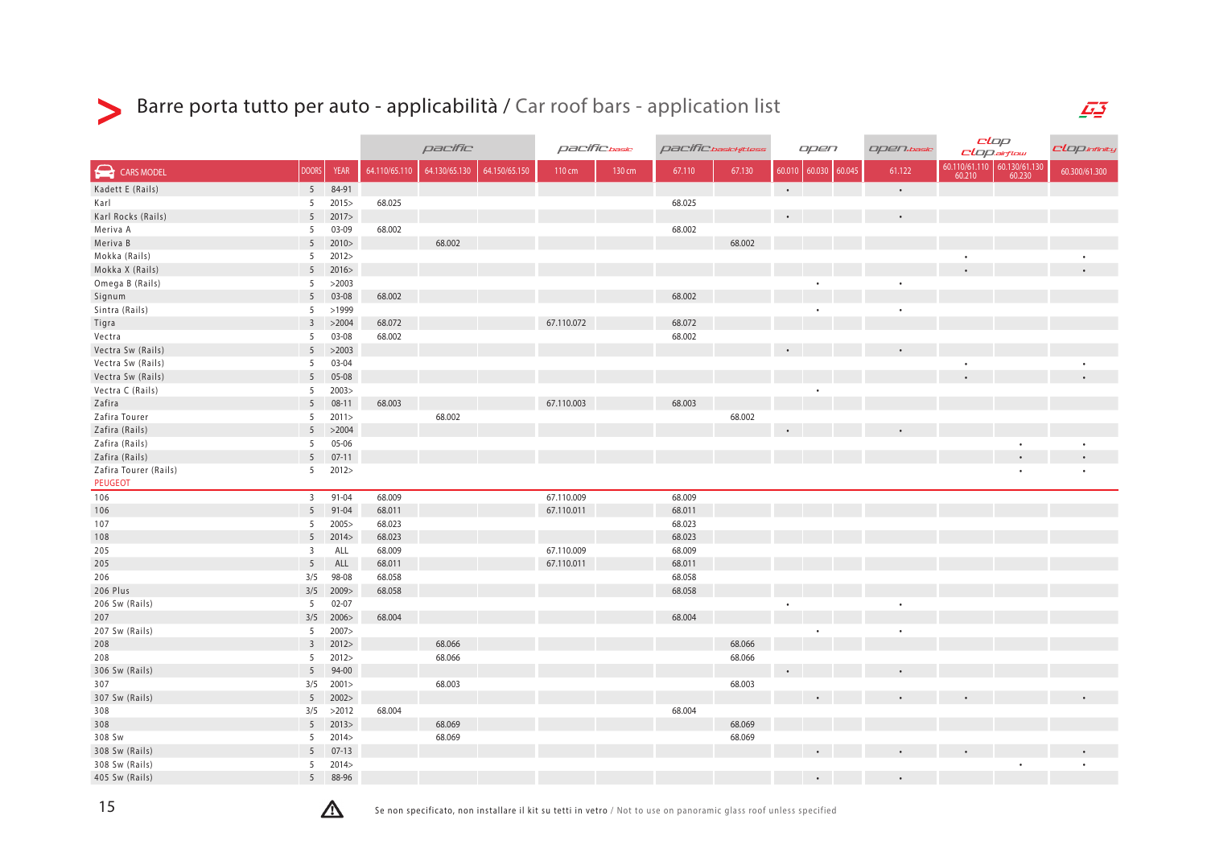# Barre porta tutto per auto - applicabilità / Car roof bars - application list

| CARS MODEL | DOORS | YEAR | pacific | | | pacific.basic | | pacific.basicfittless | | open | | | open.basic | clop / clop.airflow | | clop.infinity |
|---|---|---|---|---|---|---|---|---|---|---|---|---|---|---|---|---|
| | | | 64.110/65.110 | 64.130/65.130 | 64.150/65.150 | 110 cm | 130 cm | 67.110 | 67.130 | 60.010 | 60.030 | 60.045 | 61.122 | 60.110/61.110 60.210 | 60.130/61.130 60.230 | 60.300/61.300 |
| Kadett E (Rails) | 5 | 84-91 | | | | | | | | • | | | • | | | |
| Karl | 5 | 2015> | 68.025 | | | | | 68.025 | | | | | | | | |
| Karl Rocks (Rails) | 5 | 2017> | | | | | | | | • | | | • | | | |
| Meriva A | 5 | 03-09 | 68.002 | | | | | 68.002 | | | | | | | | |
| Meriva B | 5 | 2010> | | 68.002 | | | | | 68.002 | | | | | | | |
| Mokka (Rails) | 5 | 2012> | | | | | | | | | | | | • | | • |
| Mokka X (Rails) | 5 | 2016> | | | | | | | | | | | | • | | • |
| Omega B (Rails) | 5 | >2003 | | | | | | | | | • | | • | | | |
| Signum | 5 | 03-08 | 68.002 | | | | | 68.002 | | | | | | | | |
| Sintra (Rails) | 5 | >1999 | | | | | | | | | • | | • | | | |
| Tigra | 3 | >2004 | 68.072 | | | 67.110.072 | | 68.072 | | | | | | | | |
| Vectra | 5 | 03-08 | 68.002 | | | | | 68.002 | | | | | | | | |
| Vectra Sw (Rails) | 5 | >2003 | | | | | | | | • | | | • | | | |
| Vectra Sw (Rails) | 5 | 03-04 | | | | | | | | | | | | • | | • |
| Vectra Sw (Rails) | 5 | 05-08 | | | | | | | | | | | | • | | • |
| Vectra C (Rails) | 5 | 2003> | | | | | | | | | • | | | | | |
| Zafira | 5 | 08-11 | 68.003 | | | 67.110.003 | | 68.003 | | | | | | | | |
| Zafira Tourer | 5 | 2011> | | 68.002 | | | | | 68.002 | | | | | | | |
| Zafira (Rails) | 5 | >2004 | | | | | | | | • | | | • | | | |
| Zafira (Rails) | 5 | 05-06 | | | | | | | | | | | | | • | • |
| Zafira (Rails) | 5 | 07-11 | | | | | | | | | | | | | • | • |
| Zafira Tourer (Rails) | 5 | 2012> | | | | | | | | | | | | | • | • |
| **PEUGEOT** | | | | | | | | | | | | | | | | |
| 106 | 3 | 91-04 | 68.009 | | | 67.110.009 | | 68.009 | | | | | | | | |
| 106 | 5 | 91-04 | 68.011 | | | 67.110.011 | | 68.011 | | | | | | | | |
| 107 | 5 | 2005> | 68.023 | | | | | 68.023 | | | | | | | | |
| 108 | 5 | 2014> | 68.023 | | | | | 68.023 | | | | | | | | |
| 205 | 3 | ALL | 68.009 | | | 67.110.009 | | 68.009 | | | | | | | | |
| 205 | 5 | ALL | 68.011 | | | 67.110.011 | | 68.011 | | | | | | | | |
| 206 | 3/5 | 98-08 | 68.058 | | | | | 68.058 | | | | | | | | |
| 206 Plus | 3/5 | 2009> | 68.058 | | | | | 68.058 | | | | | | | | |
| 206 Sw (Rails) | 5 | 02-07 | | | | | | | | • | | | • | | | |
| 207 | 3/5 | 2006> | 68.004 | | | | | 68.004 | | | | | | | | |
| 207 Sw (Rails) | 5 | 2007> | | | | | | | | | • | | • | | | |
| 208 | 3 | 2012> | | 68.066 | | | | | 68.066 | | | | | | | |
| 208 | 5 | 2012> | | 68.066 | | | | | 68.066 | | | | | | | |
| 306 Sw (Rails) | 5 | 94-00 | | | | | | | | • | | | • | | | |
| 307 | 3/5 | 2001> | | 68.003 | | | | | 68.003 | | | | | | | |
| 307 Sw (Rails) | 5 | 2002> | | | | | | | | | • | | • | • | | • |
| 308 | 3/5 | >2012 | 68.004 | | | | | 68.004 | | | | | | | | |
| 308 | 5 | 2013> | | 68.069 | | | | | 68.069 | | | | | | | |
| 308 Sw | 5 | 2014> | | 68.069 | | | | | 68.069 | | | | | | | |
| 308 Sw (Rails) | 5 | 07-13 | | | | | | | | | • | | • | • | | • |
| 308 Sw (Rails) | 5 | 2014> | | | | | | | | | | | | | • | • |
| 405 Sw (Rails) | 5 | 88-96 | | | | | | | | | • | | • | | | |

⚠ Se non specificato, non installare il kit su tetti in vetro / Not to use on panoramic glass roof unless specified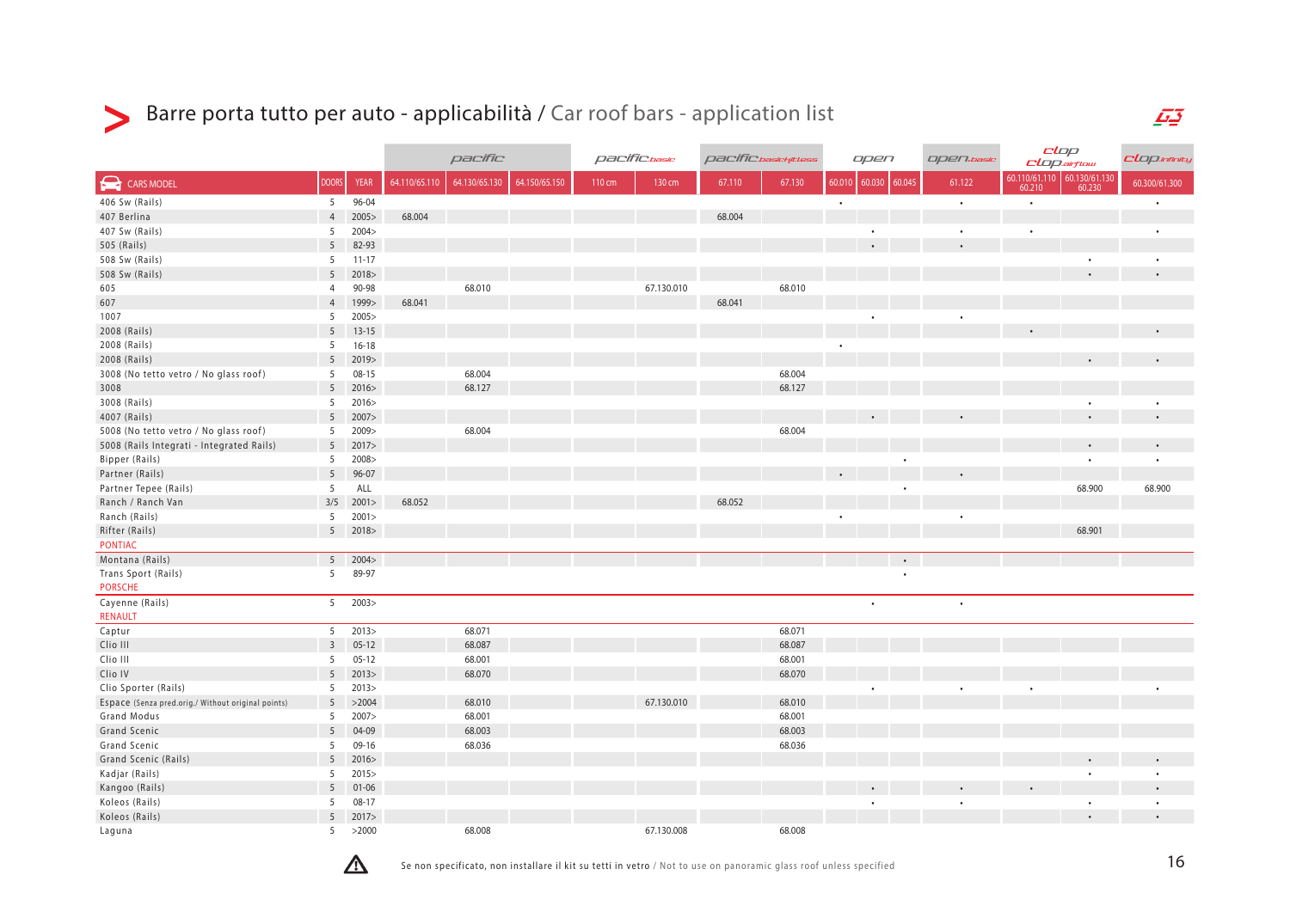# Barre porta tutto per auto - applicabilità / Car roof bars - application list

| | | | pacific | | | pacific basic | | pacific basic fitless | | open | | | open basic | clop / clop airflow | | clop infinity |
|---|---|---|---|---|---|---|---|---|---|---|---|---|---|---|---|---|
| CARS MODEL | DOORS | YEAR | 64.110/65.110 | 64.130/65.130 | 64.150/65.150 | 110 cm | 130 cm | 67.110 | 67.130 | 60.010 | 60.030 | 60.045 | 61.122 | 60.110/61.110 60.210 | 60.130/61.130 60.230 | 60.300/61.300 |
| 406 Sw (Rails) | 5 | 96-04 | | | | | | | | • | | | • | • | | • |
| 407 Berlina | 4 | 2005> | 68.004 | | | | | 68.004 | | | | | | | | |
| 407 Sw (Rails) | 5 | 2004> | | | | | | | | | • | | • | • | | • |
| 505 (Rails) | 5 | 82-93 | | | | | | | | | • | | • | | | |
| 508 Sw (Rails) | 5 | 11-17 | | | | | | | | | | | | | • | • |
| 508 Sw (Rails) | 5 | 2018> | | | | | | | | | | | | | • | • |
| 605 | 4 | 90-98 | | 68.010 | | | 67.130.010 | | 68.010 | | | | | | | |
| 607 | 4 | 1999> | 68.041 | | | | | 68.041 | | | | | | | | |
| 1007 | 5 | 2005> | | | | | | | | | • | | • | | | |
| 2008 (Rails) | 5 | 13-15 | | | | | | | | | | | | • | | • |
| 2008 (Rails) | 5 | 16-18 | | | | | | | | • | | | | | | |
| 2008 (Rails) | 5 | 2019> | | | | | | | | | | | | | • | • |
| 3008 (No tetto vetro / No glass roof) | 5 | 08-15 | | 68.004 | | | | | 68.004 | | | | | | | |
| 3008 | 5 | 2016> | | 68.127 | | | | | 68.127 | | | | | | | |
| 3008 (Rails) | 5 | 2016> | | | | | | | | | | | | | • | • |
| 4007 (Rails) | 5 | 2007> | | | | | | | | | • | | • | | • | • |
| 5008 (No tetto vetro / No glass roof) | 5 | 2009> | | 68.004 | | | | | 68.004 | | | | | | | |
| 5008 (Rails Integrati - Integrated Rails) | 5 | 2017> | | | | | | | | | | | | | • | • |
| Bipper (Rails) | 5 | 2008> | | | | | | | | | | • | | | • | • |
| Partner (Rails) | 5 | 96-07 | | | | | | | | • | | | • | | | |
| Partner Tepee (Rails) | 5 | ALL | | | | | | | | | | • | | | 68.900 | 68.900 |
| Ranch / Ranch Van | 3/5 | 2001> | 68.052 | | | | | 68.052 | | | | | | | | |
| Ranch (Rails) | 5 | 2001> | | | | | | | | • | | | • | | | |
| Rifter (Rails) | 5 | 2018> | | | | | | | | | | | | | 68.901 | |
| **PONTIAC** | | | | | | | | | | | | | | | | |
| Montana (Rails) | 5 | 2004> | | | | | | | | | | • | | | | |
| Trans Sport (Rails) | 5 | 89-97 | | | | | | | | | | • | | | | |
| **PORSCHE** | | | | | | | | | | | | | | | | |
| Cayenne (Rails) | 5 | 2003> | | | | | | | | | • | | • | | | |
| **RENAULT** | | | | | | | | | | | | | | | | |
| Captur | 5 | 2013> | | 68.071 | | | | | 68.071 | | | | | | | |
| Clio III | 3 | 05-12 | | 68.087 | | | | | 68.087 | | | | | | | |
| Clio III | 5 | 05-12 | | 68.001 | | | | | 68.001 | | | | | | | |
| Clio IV | 5 | 2013> | | 68.070 | | | | | 68.070 | | | | | | | |
| Clio Sporter (Rails) | 5 | 2013> | | | | | | | | | • | | • | • | | • |
| Espace (Senza pred.orig./ Without original points) | 5 | >2004 | | 68.010 | | | 67.130.010 | | 68.010 | | | | | | | |
| Grand Modus | 5 | 2007> | | 68.001 | | | | | 68.001 | | | | | | | |
| Grand Scenic | 5 | 04-09 | | 68.003 | | | | | 68.003 | | | | | | | |
| Grand Scenic | 5 | 09-16 | | 68.036 | | | | | 68.036 | | | | | | | |
| Grand Scenic (Rails) | 5 | 2016> | | | | | | | | | | | | | • | • |
| Kadjar (Rails) | 5 | 2015> | | | | | | | | | | | | | • | • |
| Kangoo (Rails) | 5 | 01-06 | | | | | | | | | • | | • | • | | • |
| Koleos (Rails) | 5 | 08-17 | | | | | | | | | • | | • | | • | • |
| Koleos (Rails) | 5 | 2017> | | | | | | | | | | | | | • | • |
| Laguna | 5 | >2000 | | 68.008 | | | 67.130.008 | | 68.008 | | | | | | | |

⚠ Se non specificato, non installare il kit su tetti in vetro / Not to use on panoramic glass roof unless specified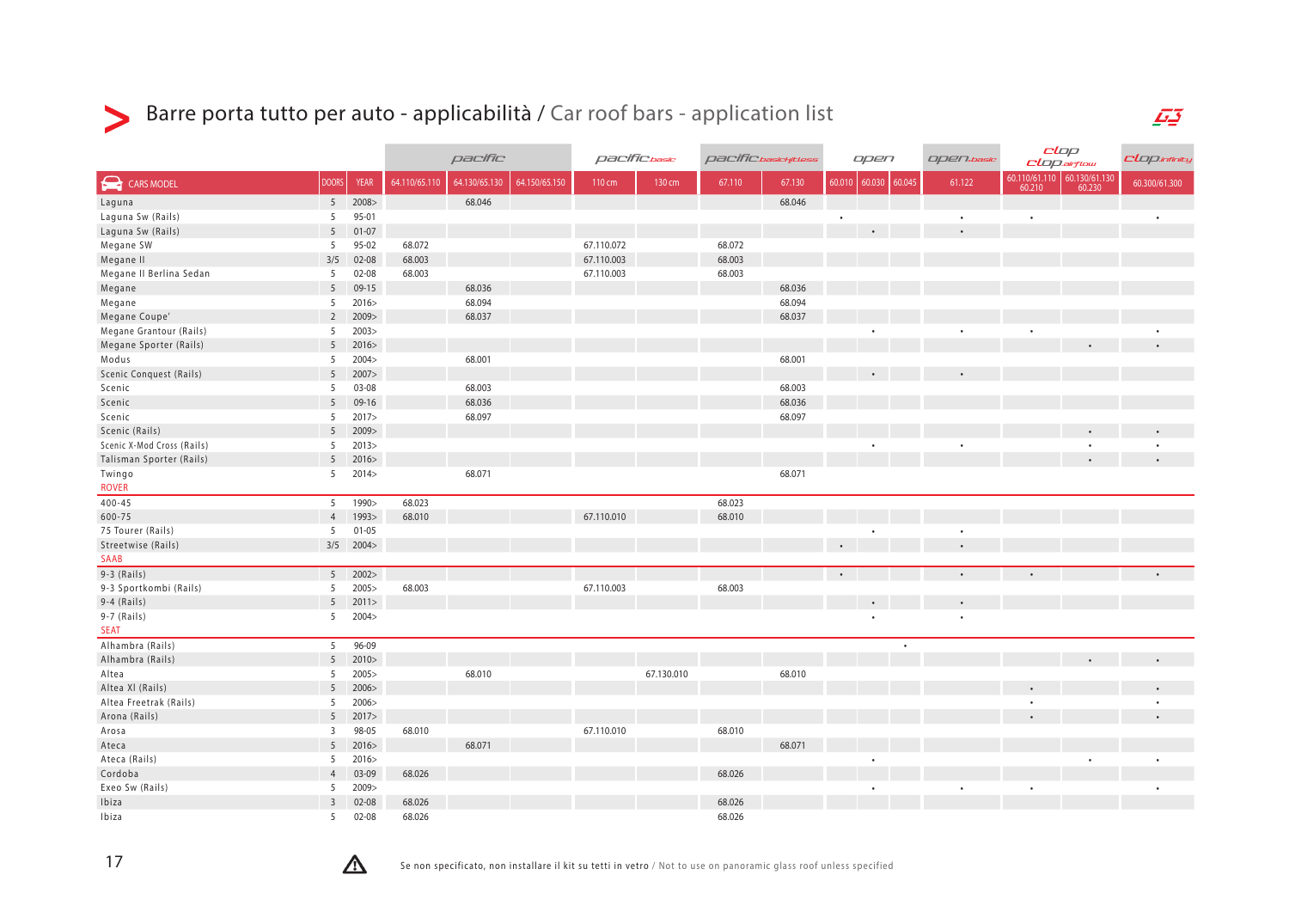# Barre porta tutto per auto - applicabilità / Car roof bars - application list

| | | | pacific | | | pacific basic | | pacific basic fitless | | open | | | open basic | clop / clop airflow | | clop infinity |
|---|---|---|---|---|---|---|---|---|---|---|---|---|---|---|---|---|
| CARS MODEL | DOORS | YEAR | 64.110/65.110 | 64.130/65.130 | 64.150/65.150 | 110 cm | 130 cm | 67.110 | 67.130 | 60.010 | 60.030 | 60.045 | 61.122 | 60.110/61.110 60.210 | 60.130/61.130 60.230 | 60.300/61.300 |
| Laguna | 5 | 2008> | | 68.046 | | | | | 68.046 | | | | | | | |
| Laguna Sw (Rails) | 5 | 95-01 | | | | | | | | • | | | • | • | | • |
| Laguna Sw (Rails) | 5 | 01-07 | | | | | | | | | • | | • | | | |
| Megane SW | 5 | 95-02 | 68.072 | | | 67.110.072 | | 68.072 | | | | | | | | |
| Megane II | 3/5 | 02-08 | 68.003 | | | 67.110.003 | | 68.003 | | | | | | | | |
| Megane II Berlina Sedan | 5 | 02-08 | 68.003 | | | 67.110.003 | | 68.003 | | | | | | | | |
| Megane | 5 | 09-15 | | 68.036 | | | | | 68.036 | | | | | | | |
| Megane | 5 | 2016> | | 68.094 | | | | | 68.094 | | | | | | | |
| Megane Coupe' | 2 | 2009> | | 68.037 | | | | | 68.037 | | | | | | | |
| Megane Grantour (Rails) | 5 | 2003> | | | | | | | | | • | | • | • | | • |
| Megane Sporter (Rails) | 5 | 2016> | | | | | | | | | | | | | • | • |
| Modus | 5 | 2004> | | 68.001 | | | | | 68.001 | | | | | | | |
| Scenic Conquest (Rails) | 5 | 2007> | | | | | | | | | • | | • | | | |
| Scenic | 5 | 03-08 | | 68.003 | | | | | 68.003 | | | | | | | |
| Scenic | 5 | 09-16 | | 68.036 | | | | | 68.036 | | | | | | | |
| Scenic | 5 | 2017> | | 68.097 | | | | | 68.097 | | | | | | | |
| Scenic (Rails) | 5 | 2009> | | | | | | | | | | | | | • | • |
| Scenic X-Mod Cross (Rails) | 5 | 2013> | | | | | | | | | • | | • | | • | • |
| Talisman Sporter (Rails) | 5 | 2016> | | | | | | | | | | | | | • | • |
| Twingo | 5 | 2014> | | 68.071 | | | | | 68.071 | | | | | | | |
| ROVER | | | | | | | | | | | | | | | | |
| 400-45 | 5 | 1990> | 68.023 | | | | | 68.023 | | | | | | | | |
| 600-75 | 4 | 1993> | 68.010 | | | 67.110.010 | | 68.010 | | | | | | | | |
| 75 Tourer (Rails) | 5 | 01-05 | | | | | | | | | • | | • | | | |
| Streetwise (Rails) | 3/5 | 2004> | | | | | | | | • | | | • | | | |
| SAAB | | | | | | | | | | | | | | | | |
| 9-3 (Rails) | 5 | 2002> | | | | | | | | • | | | • | • | | • |
| 9-3 Sportkombi (Rails) | 5 | 2005> | 68.003 | | | 67.110.003 | | 68.003 | | | | | | | | |
| 9-4 (Rails) | 5 | 2011> | | | | | | | | | • | | • | | | |
| 9-7 (Rails) | 5 | 2004> | | | | | | | | | • | | • | | | |
| SEAT | | | | | | | | | | | | | | | | |
| Alhambra (Rails) | 5 | 96-09 | | | | | | | | | | • | | | | |
| Alhambra (Rails) | 5 | 2010> | | | | | | | | | | | | | • | • |
| Altea | 5 | 2005> | | 68.010 | | | 67.130.010 | | 68.010 | | | | | | | |
| Altea Xl (Rails) | 5 | 2006> | | | | | | | | | | | | • | | • |
| Altea Freetrak (Rails) | 5 | 2006> | | | | | | | | | | | | • | | • |
| Arona (Rails) | 5 | 2017> | | | | | | | | | | | | • | | • |
| Arosa | 3 | 98-05 | 68.010 | | | 67.110.010 | | 68.010 | | | | | | | | |
| Ateca | 5 | 2016> | | 68.071 | | | | | 68.071 | | | | | | | |
| Ateca (Rails) | 5 | 2016> | | | | | | | | | • | | | | • | • |
| Cordoba | 4 | 03-09 | 68.026 | | | | | 68.026 | | | | | | | | |
| Exeo Sw (Rails) | 5 | 2009> | | | | | | | | | • | | • | • | | • |
| Ibiza | 3 | 02-08 | 68.026 | | | | | 68.026 | | | | | | | | |
| Ibiza | 5 | 02-08 | 68.026 | | | | | 68.026 | | | | | | | | |

⚠ Se non specificato, non installare il kit su tetti in vetro / Not to use on panoramic glass roof unless specified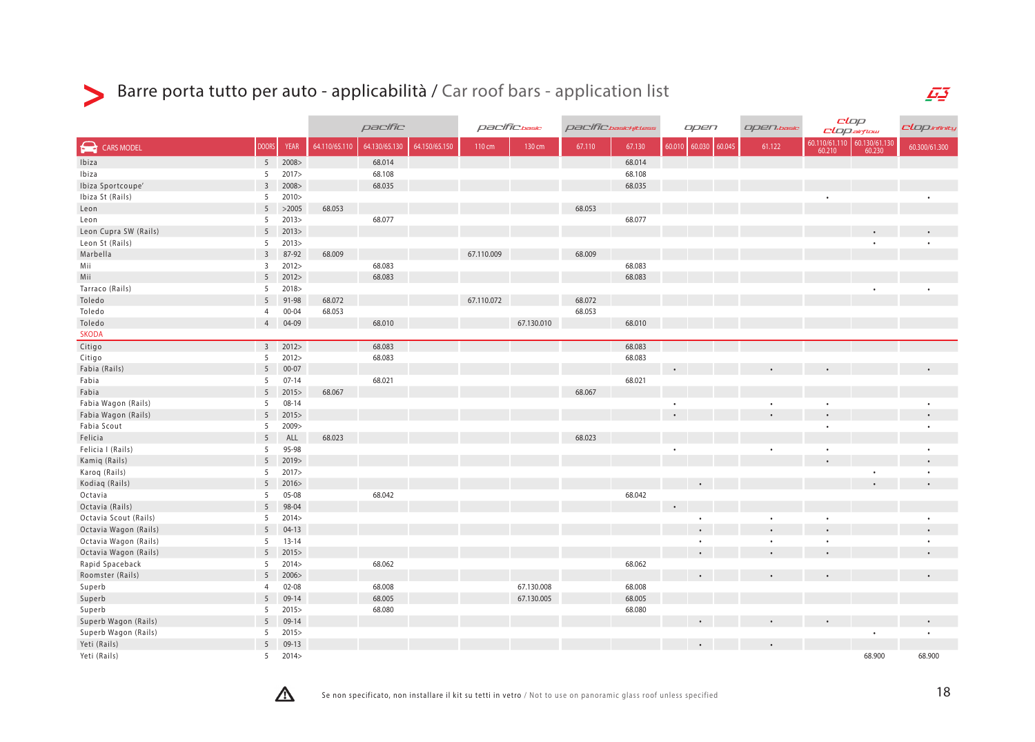## Barre porta tutto per auto - applicabilità / Car roof bars - application list

| | | | pacific | | | pacific.basic | | pacific.basic fitless | | open | | | open.basic | clop / clop.airflow | | clop.infinity |
|---|---|---|---|---|---|---|---|---|---|---|---|---|---|---|---|---|
| CARS MODEL | DOORS | YEAR | 64.110/65.110 | 64.130/65.130 | 64.150/65.150 | 110 cm | 130 cm | 67.110 | 67.130 | 60.010 | 60.030 | 60.045 | 61.122 | 60.110/61.110 60.210 | 60.130/61.130 60.230 | 60.300/61.300 |
| Ibiza | 5 | 2008> | | 68.014 | | | | | 68.014 | | | | | | | |
| Ibiza | 5 | 2017> | | 68.108 | | | | | 68.108 | | | | | | | |
| Ibiza Sportcoupe' | 3 | 2008> | | 68.035 | | | | | 68.035 | | | | | | | |
| Ibiza St (Rails) | 5 | 2010> | | | | | | | | | | | | • | | • |
| Leon | 5 | >2005 | 68.053 | | | | | 68.053 | | | | | | | | |
| Leon | 5 | 2013> | | 68.077 | | | | | 68.077 | | | | | | | |
| Leon Cupra SW (Rails) | 5 | 2013> | | | | | | | | | | | | | • | • |
| Leon St (Rails) | 5 | 2013> | | | | | | | | | | | | | • | • |
| Marbella | 3 | 87-92 | 68.009 | | | 67.110.009 | | 68.009 | | | | | | | | |
| Mii | 3 | 2012> | | 68.083 | | | | | 68.083 | | | | | | | |
| Mii | 5 | 2012> | | 68.083 | | | | | 68.083 | | | | | | | |
| Tarraco (Rails) | 5 | 2018> | | | | | | | | | | | | | • | • |
| Toledo | 5 | 91-98 | 68.072 | | | 67.110.072 | | 68.072 | | | | | | | | |
| Toledo | 4 | 00-04 | 68.053 | | | | | 68.053 | | | | | | | | |
| Toledo | 4 | 04-09 | | 68.010 | | | 67.130.010 | | 68.010 | | | | | | | |
| SKODA | | | | | | | | | | | | | | | | |
| Citigo | 3 | 2012> | | 68.083 | | | | | 68.083 | | | | | | | |
| Citigo | 5 | 2012> | | 68.083 | | | | | 68.083 | | | | | | | |
| Fabia (Rails) | 5 | 00-07 | | | | | | | | • | | | • | • | | • |
| Fabia | 5 | 07-14 | | 68.021 | | | | | 68.021 | | | | | | | |
| Fabia | 5 | 2015> | 68.067 | | | | | 68.067 | | | | | | | | |
| Fabia Wagon (Rails) | 5 | 08-14 | | | | | | | | • | | | • | • | | • |
| Fabia Wagon (Rails) | 5 | 2015> | | | | | | | | • | | | • | • | | • |
| Fabia Scout | 5 | 2009> | | | | | | | | | | | | • | | • |
| Felicia | 5 | ALL | 68.023 | | | | | 68.023 | | | | | | | | |
| Felicia I (Rails) | 5 | 95-98 | | | | | | | | • | | | • | • | | • |
| Kamiq (Rails) | 5 | 2019> | | | | | | | | | | | | • | | • |
| Karoq (Rails) | 5 | 2017> | | | | | | | | | | | | | • | • |
| Kodiaq (Rails) | 5 | 2016> | | | | | | | | | • | | | | • | • |
| Octavia | 5 | 05-08 | | 68.042 | | | | | 68.042 | | | | | | | |
| Octavia (Rails) | 5 | 98-04 | | | | | | | | • | | | | | | |
| Octavia Scout (Rails) | 5 | 2014> | | | | | | | | | • | | • | • | | • |
| Octavia Wagon (Rails) | 5 | 04-13 | | | | | | | | | • | | • | • | | • |
| Octavia Wagon (Rails) | 5 | 13-14 | | | | | | | | | • | | • | • | | • |
| Octavia Wagon (Rails) | 5 | 2015> | | | | | | | | | • | | • | • | | • |
| Rapid Spaceback | 5 | 2014> | | 68.062 | | | | | 68.062 | | | | | | | |
| Roomster (Rails) | 5 | 2006> | | | | | | | | | • | | • | • | | • |
| Superb | 4 | 02-08 | | 68.008 | | | 67.130.008 | | 68.008 | | | | | | | |
| Superb | 5 | 09-14 | | 68.005 | | | 67.130.005 | | 68.005 | | | | | | | |
| Superb | 5 | 2015> | | 68.080 | | | | | 68.080 | | | | | | | |
| Superb Wagon (Rails) | 5 | 09-14 | | | | | | | | | • | | • | • | | • |
| Superb Wagon (Rails) | 5 | 2015> | | | | | | | | | | | | | • | • |
| Yeti (Rails) | 5 | 09-13 | | | | | | | | | • | | • | | | |
| Yeti (Rails) | 5 | 2014> | | | | | | | | | | | | | 68.900 | 68.900 |

Se non specificato, non installare il kit su tetti in vetro / Not to use on panoramic glass roof unless specified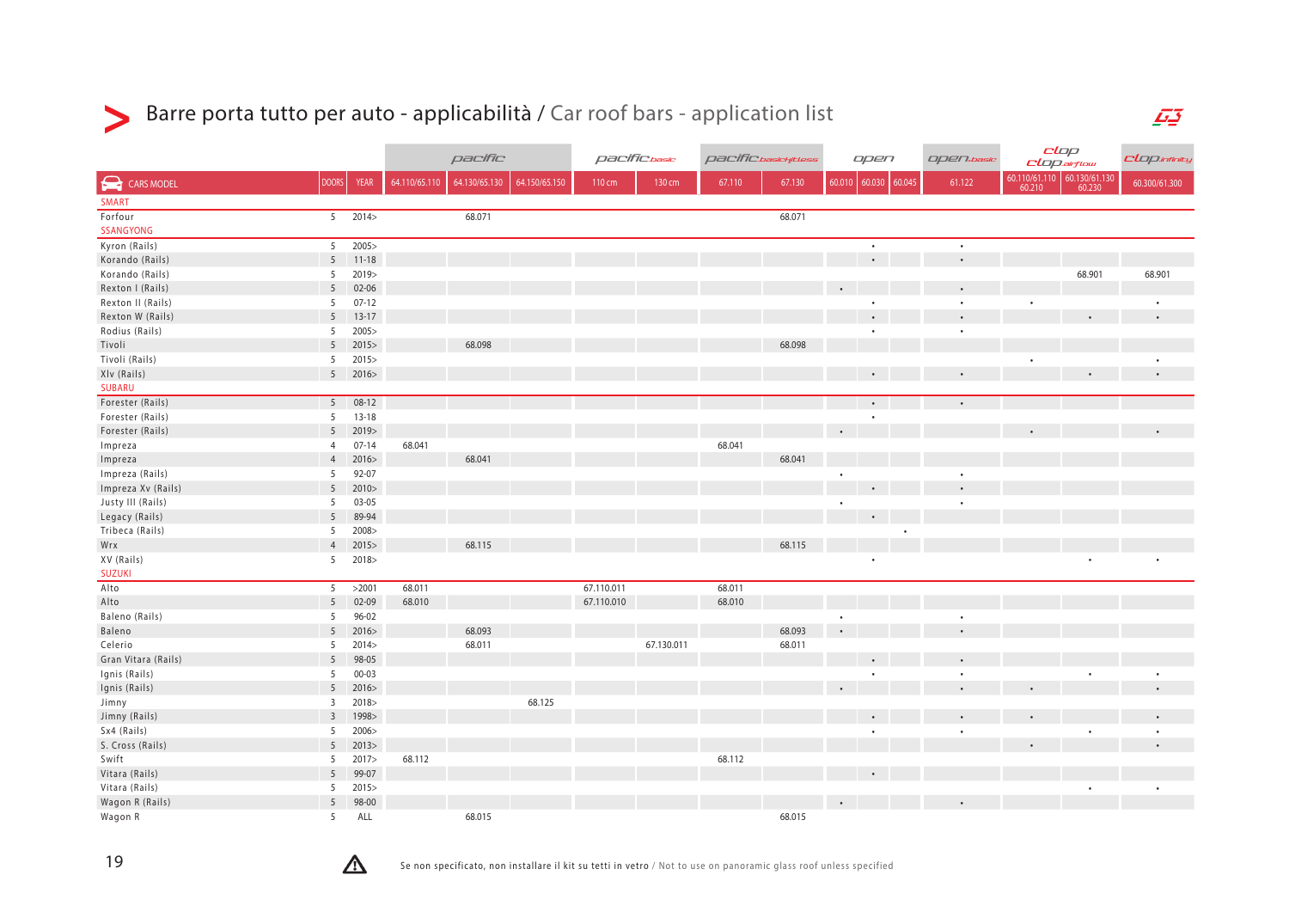| | | | pacific | | | pacific.basic | | pacific.basicfitless | | open | | | open.basic | clop / clop.airflow | | clop.infinity |
|---|---|---|---|---|---|---|---|---|---|---|---|---|---|---|---|---|
| CARS MODEL | DOORS | YEAR | 64.110/65.110 | 64.130/65.130 | 64.150/65.150 | 110 cm | 130 cm | 67.110 | 67.130 | 60.010 | 60.030 | 60.045 | 61.122 | 60.110/61.110 60.210 | 60.130/61.130 60.230 | 60.300/61.300 |
| **SMART** | | | | | | | | | | | | | | | | |
| Forfour | 5 | 2014> | | 68.071 | | | | | 68.071 | | | | | | | |
| **SSANGYONG** | | | | | | | | | | | | | | | | |
| Kyron (Rails) | 5 | 2005> | | | | | | | | | • | | • | | | |
| Korando (Rails) | 5 | 11-18 | | | | | | | | | • | | • | | | |
| Korando (Rails) | 5 | 2019> | | | | | | | | | | | | | 68.901 | 68.901 |
| Rexton I (Rails) | 5 | 02-06 | | | | | | | | • | | | • | | | |
| Rexton II (Rails) | 5 | 07-12 | | | | | | | | | • | | • | • | | • |
| Rexton W (Rails) | 5 | 13-17 | | | | | | | | | • | | • | | • | • |
| Rodius (Rails) | 5 | 2005> | | | | | | | | | • | | • | | | |
| Tivoli | 5 | 2015> | | 68.098 | | | | | 68.098 | | | | | | | |
| Tivoli (Rails) | 5 | 2015> | | | | | | | | | | | | • | | • |
| Xlv (Rails) | 5 | 2016> | | | | | | | | | • | | • | | • | • |
| **SUBARU** | | | | | | | | | | | | | | | | |
| Forester (Rails) | 5 | 08-12 | | | | | | | | | • | | • | | | |
| Forester (Rails) | 5 | 13-18 | | | | | | | | | • | | | | | |
| Forester (Rails) | 5 | 2019> | | | | | | | | • | | | | • | | • |
| Impreza | 4 | 07-14 | 68.041 | | | | | 68.041 | | | | | | | | |
| Impreza | 4 | 2016> | | 68.041 | | | | | 68.041 | | | | | | | |
| Impreza (Rails) | 5 | 92-07 | | | | | | | | • | | | • | | | |
| Impreza Xv (Rails) | 5 | 2010> | | | | | | | | | • | | • | | | |
| Justy III (Rails) | 5 | 03-05 | | | | | | | | • | | | • | | | |
| Legacy (Rails) | 5 | 89-94 | | | | | | | | | • | | | | | |
| Tribeca (Rails) | 5 | 2008> | | | | | | | | | | • | | | | |
| Wrx | 4 | 2015> | | 68.115 | | | | | 68.115 | | | | | | | |
| XV (Rails) | 5 | 2018> | | | | | | | | | • | | | | • | • |
| **SUZUKI** | | | | | | | | | | | | | | | | |
| Alto | 5 | >2001 | 68.011 | | | 67.110.011 | | 68.011 | | | | | | | | |
| Alto | 5 | 02-09 | 68.010 | | | 67.110.010 | | 68.010 | | | | | | | | |
| Baleno (Rails) | 5 | 96-02 | | | | | | | | • | | | • | | | |
| Baleno | 5 | 2016> | | 68.093 | | | | | 68.093 | • | | | • | | | |
| Celerio | 5 | 2014> | | 68.011 | | | 67.130.011 | | 68.011 | | | | | | | |
| Gran Vitara (Rails) | 5 | 98-05 | | | | | | | | | • | | • | | | |
| Ignis (Rails) | 5 | 00-03 | | | | | | | | | • | | • | | • | • |
| Ignis (Rails) | 5 | 2016> | | | | | | | | • | | | • | • | | • |
| Jimny | 3 | 2018> | | | 68.125 | | | | | | | | | | | |
| Jimny (Rails) | 3 | 1998> | | | | | | | | | • | | • | • | | • |
| Sx4 (Rails) | 5 | 2006> | | | | | | | | | • | | • | | • | • |
| S. Cross (Rails) | 5 | 2013> | | | | | | | | | | | | • | | • |
| Swift | 5 | 2017> | 68.112 | | | | | 68.112 | | | | | | | | |
| Vitara (Rails) | 5 | 99-07 | | | | | | | | | • | | | | | |
| Vitara (Rails) | 5 | 2015> | | | | | | | | | | | | | • | • |
| Wagon R (Rails) | 5 | 98-00 | | | | | | | | • | | | • | | | |
| Wagon R | 5 | ALL | | 68.015 | | | | | 68.015 | | | | | | | |

⚠ Se non specificato, non installare il kit su tetti in vetro / Not to use on panoramic glass roof unless specified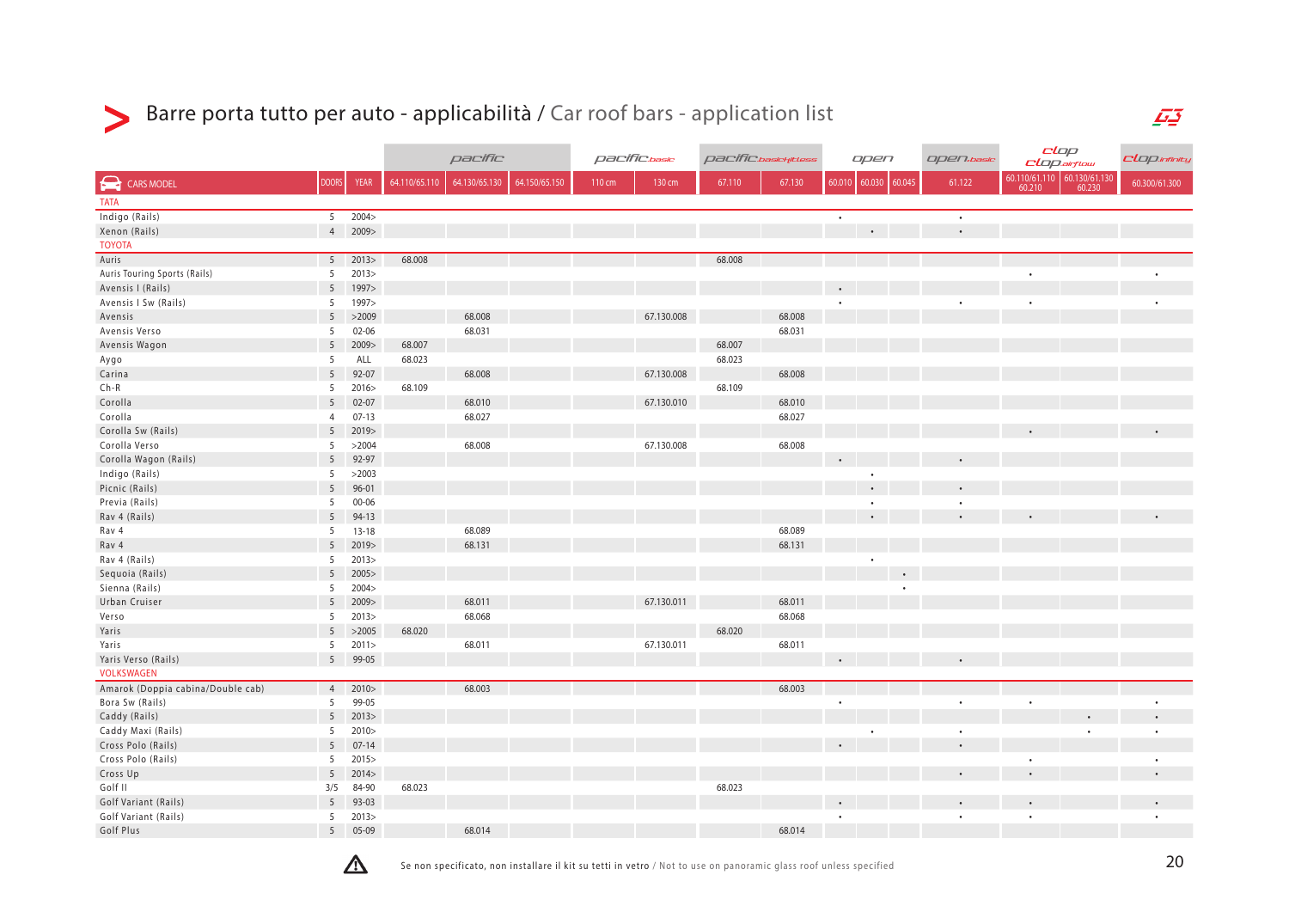# Barre porta tutto per auto - applicabilità / Car roof bars - application list

| | | | pacific | | | pacific basic | | pacific basic fitless | | open | | | open basic | clop / clop airflow | | clop infinity |
|---|---|---|---|---|---|---|---|---|---|---|---|---|---|---|---|---|
| **CARS MODEL** | **DOORS** | **YEAR** | 64.110/65.110 | 64.130/65.130 | 64.150/65.150 | 110 cm | 130 cm | 67.110 | 67.130 | 60.010 | 60.030 | 60.045 | 61.122 | 60.110/61.110 60.210 | 60.130/61.130 60.230 | 60.300/61.300 |
| **TATA** | | | | | | | | | | | | | | | | |
| Indigo (Rails) | 5 | 2004> | | | | | | | | • | | | • | | | |
| Xenon (Rails) | 4 | 2009> | | | | | | | | | • | | • | | | |
| **TOYOTA** | | | | | | | | | | | | | | | | |
| Auris | 5 | 2013> | 68.008 | | | | | 68.008 | | | | | | | | |
| Auris Touring Sports (Rails) | 5 | 2013> | | | | | | | | | | | | • | | • |
| Avensis I (Rails) | 5 | 1997> | | | | | | | | • | | | | | | |
| Avensis I Sw (Rails) | 5 | 1997> | | | | | | | | • | | | • | • | | • |
| Avensis | 5 | >2009 | | 68.008 | | | 67.130.008 | | 68.008 | | | | | | | |
| Avensis Verso | 5 | 02-06 | | 68.031 | | | | | 68.031 | | | | | | | |
| Avensis Wagon | 5 | 2009> | 68.007 | | | | | 68.007 | | | | | | | | |
| Aygo | 5 | ALL | 68.023 | | | | | 68.023 | | | | | | | | |
| Carina | 5 | 92-07 | | 68.008 | | | 67.130.008 | | 68.008 | | | | | | | |
| Ch-R | 5 | 2016> | 68.109 | | | | | 68.109 | | | | | | | | |
| Corolla | 5 | 02-07 | | 68.010 | | | 67.130.010 | | 68.010 | | | | | | | |
| Corolla | 4 | 07-13 | | 68.027 | | | | | 68.027 | | | | | | | |
| Corolla Sw (Rails) | 5 | 2019> | | | | | | | | | | | | • | | • |
| Corolla Verso | 5 | >2004 | | 68.008 | | | 67.130.008 | | 68.008 | | | | | | | |
| Corolla Wagon (Rails) | 5 | 92-97 | | | | | | | | • | | | • | | | |
| Indigo (Rails) | 5 | >2003 | | | | | | | | | • | | | | | |
| Picnic (Rails) | 5 | 96-01 | | | | | | | | | • | | • | | | |
| Previa (Rails) | 5 | 00-06 | | | | | | | | | • | | • | | | |
| Rav 4 (Rails) | 5 | 94-13 | | | | | | | | | • | | • | • | | • |
| Rav 4 | 5 | 13-18 | | 68.089 | | | | | 68.089 | | | | | | | |
| Rav 4 | 5 | 2019> | | 68.131 | | | | | 68.131 | | | | | | | |
| Rav 4 (Rails) | 5 | 2013> | | | | | | | | | • | | | | | |
| Sequoia (Rails) | 5 | 2005> | | | | | | | | | | • | | | | |
| Sienna (Rails) | 5 | 2004> | | | | | | | | | | • | | | | |
| Urban Cruiser | 5 | 2009> | | 68.011 | | | 67.130.011 | | 68.011 | | | | | | | |
| Verso | 5 | 2013> | | 68.068 | | | | | 68.068 | | | | | | | |
| Yaris | 5 | >2005 | 68.020 | | | | | 68.020 | | | | | | | | |
| Yaris | 5 | 2011> | | 68.011 | | | 67.130.011 | | 68.011 | | | | | | | |
| Yaris Verso (Rails) | 5 | 99-05 | | | | | | | | • | | | • | | | |
| **VOLKSWAGEN** | | | | | | | | | | | | | | | | |
| Amarok (Doppia cabina/Double cab) | 4 | 2010> | | 68.003 | | | | | 68.003 | | | | | | | |
| Bora Sw (Rails) | 5 | 99-05 | | | | | | | | • | | | • | • | | • |
| Caddy (Rails) | 5 | 2013> | | | | | | | | | | | | | • | • |
| Caddy Maxi (Rails) | 5 | 2010> | | | | | | | | | • | | • | | • | • |
| Cross Polo (Rails) | 5 | 07-14 | | | | | | | | • | | | • | | | |
| Cross Polo (Rails) | 5 | 2015> | | | | | | | | | | | | • | | • |
| Cross Up | 5 | 2014> | | | | | | | | | | | • | • | | • |
| Golf II | 3/5 | 84-90 | 68.023 | | | | | 68.023 | | | | | | | | |
| Golf Variant (Rails) | 5 | 93-03 | | | | | | | | • | | | • | • | | • |
| Golf Variant (Rails) | 5 | 2013> | | | | | | | | • | | | • | • | | • |
| Golf Plus | 5 | 05-09 | | 68.014 | | | | | 68.014 | | | | | | | |

⚠ Se non specificato, non installare il kit su tetti in vetro / Not to use on panoramic glass roof unless specified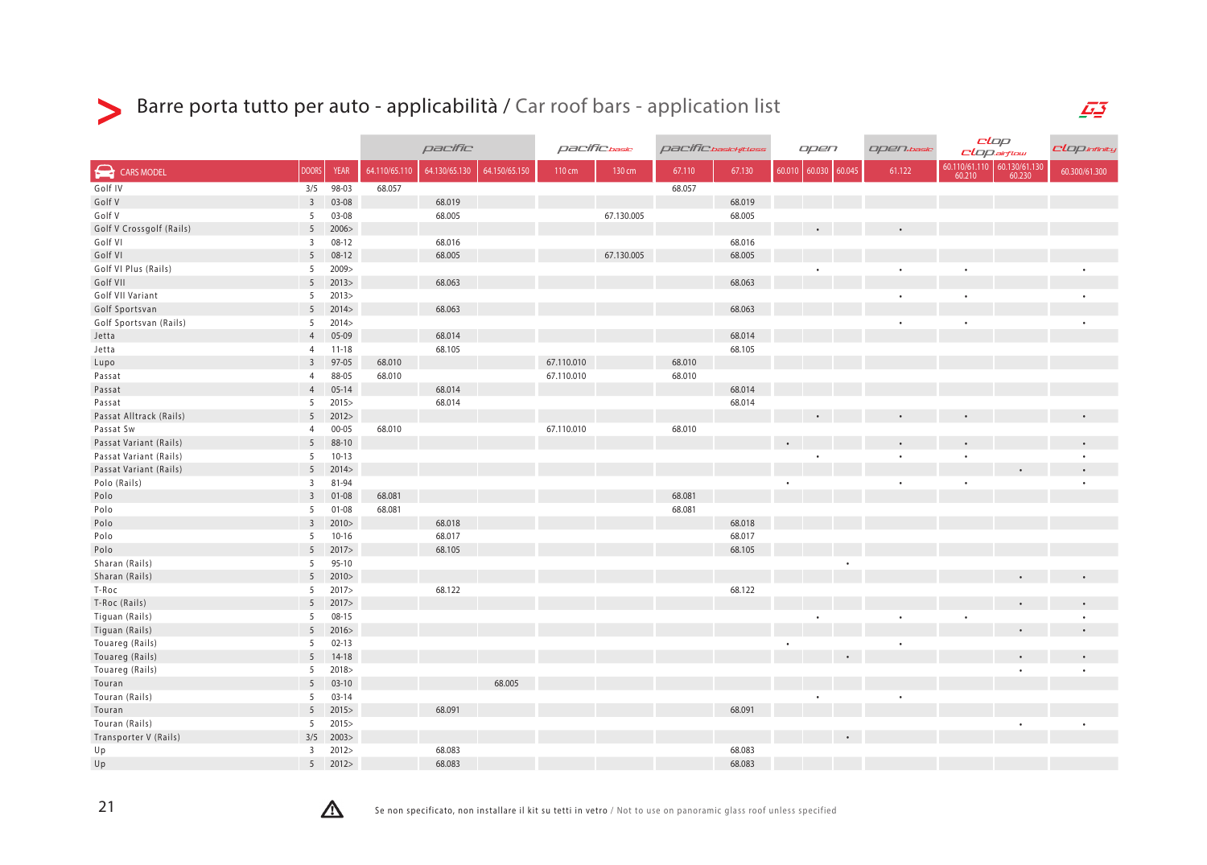# Barre porta tutto per auto - applicabilità / Car roof bars - application list

| | | | pacific | | | pacific.basic | | pacific.basicfitless | | open | | | open.basic | clop / clop.airflow | | clop.infinity |
|---|---|---|---|---|---|---|---|---|---|---|---|---|---|---|---|---|
| CARS MODEL | DOORS | YEAR | 64.110/65.110 | 64.130/65.130 | 64.150/65.150 | 110 cm | 130 cm | 67.110 | 67.130 | 60.010 | 60.030 | 60.045 | 61.122 | 60.110/61.110 60.210 | 60.130/61.130 60.230 | 60.300/61.300 |
| Golf IV | 3/5 | 98-03 | 68.057 | | | | | 68.057 | | | | | | | | |
| Golf V | 3 | 03-08 | | 68.019 | | | | | 68.019 | | | | | | | |
| Golf V | 5 | 03-08 | | 68.005 | | | 67.130.005 | | 68.005 | | | | | | | |
| Golf V Crossgolf (Rails) | 5 | 2006> | | | | | | | | | • | | • | | | |
| Golf VI | 3 | 08-12 | | 68.016 | | | | | 68.016 | | | | | | | |
| Golf VI | 5 | 08-12 | | 68.005 | | | 67.130.005 | | 68.005 | | | | | | | |
| Golf VI Plus (Rails) | 5 | 2009> | | | | | | | | | • | | • | • | | • |
| Golf VII | 5 | 2013> | | 68.063 | | | | | 68.063 | | | | | | | |
| Golf VII Variant | 5 | 2013> | | | | | | | | | | | • | • | | • |
| Golf Sportsvan | 5 | 2014> | | 68.063 | | | | | 68.063 | | | | | | | |
| Golf Sportsvan (Rails) | 5 | 2014> | | | | | | | | | | | • | • | | • |
| Jetta | 4 | 05-09 | | 68.014 | | | | | 68.014 | | | | | | | |
| Jetta | 4 | 11-18 | | 68.105 | | | | | 68.105 | | | | | | | |
| Lupo | 3 | 97-05 | 68.010 | | | 67.110.010 | | 68.010 | | | | | | | | |
| Passat | 4 | 88-05 | 68.010 | | | 67.110.010 | | 68.010 | | | | | | | | |
| Passat | 4 | 05-14 | | 68.014 | | | | | 68.014 | | | | | | | |
| Passat | 5 | 2015> | | 68.014 | | | | | 68.014 | | | | | | | |
| Passat Alltrack (Rails) | 5 | 2012> | | | | | | | | | • | | • | • | | • |
| Passat Sw | 4 | 00-05 | 68.010 | | | 67.110.010 | | 68.010 | | | | | | | | |
| Passat Variant (Rails) | 5 | 88-10 | | | | | | | | • | | | • | • | | • |
| Passat Variant (Rails) | 5 | 10-13 | | | | | | | | | • | | • | • | | • |
| Passat Variant (Rails) | 5 | 2014> | | | | | | | | | | | | | • | • |
| Polo (Rails) | 3 | 81-94 | | | | | | | | • | | | • | • | | • |
| Polo | 3 | 01-08 | 68.081 | | | | | 68.081 | | | | | | | | |
| Polo | 5 | 01-08 | 68.081 | | | | | 68.081 | | | | | | | | |
| Polo | 3 | 2010> | | 68.018 | | | | | 68.018 | | | | | | | |
| Polo | 5 | 10-16 | | 68.017 | | | | | 68.017 | | | | | | | |
| Polo | 5 | 2017> | | 68.105 | | | | | 68.105 | | | | | | | |
| Sharan (Rails) | 5 | 95-10 | | | | | | | | | | • | | | | |
| Sharan (Rails) | 5 | 2010> | | | | | | | | | | | | | • | • |
| T-Roc | 5 | 2017> | | 68.122 | | | | | 68.122 | | | | | | | |
| T-Roc (Rails) | 5 | 2017> | | | | | | | | | | | | | • | • |
| Tiguan (Rails) | 5 | 08-15 | | | | | | | | | • | | • | • | | • |
| Tiguan (Rails) | 5 | 2016> | | | | | | | | | | | | | • | • |
| Touareg (Rails) | 5 | 02-13 | | | | | | | | • | | | • | | | |
| Touareg (Rails) | 5 | 14-18 | | | | | | | | | | • | | | • | • |
| Touareg (Rails) | 5 | 2018> | | | | | | | | | | | | | • | • |
| Touran | 5 | 03-10 | | | 68.005 | | | | | | | | | | | |
| Touran (Rails) | 5 | 03-14 | | | | | | | | | • | | • | | | |
| Touran | 5 | 2015> | | 68.091 | | | | | 68.091 | | | | | | | |
| Touran (Rails) | 5 | 2015> | | | | | | | | | | | | | • | • |
| Transporter V (Rails) | 3/5 | 2003> | | | | | | | | | | • | | | | |
| Up | 3 | 2012> | | 68.083 | | | | | 68.083 | | | | | | | |
| Up | 5 | 2012> | | 68.083 | | | | | 68.083 | | | | | | | |

⚠ Se non specificato, non installare il kit su tetti in vetro / Not to use on panoramic glass roof unless specified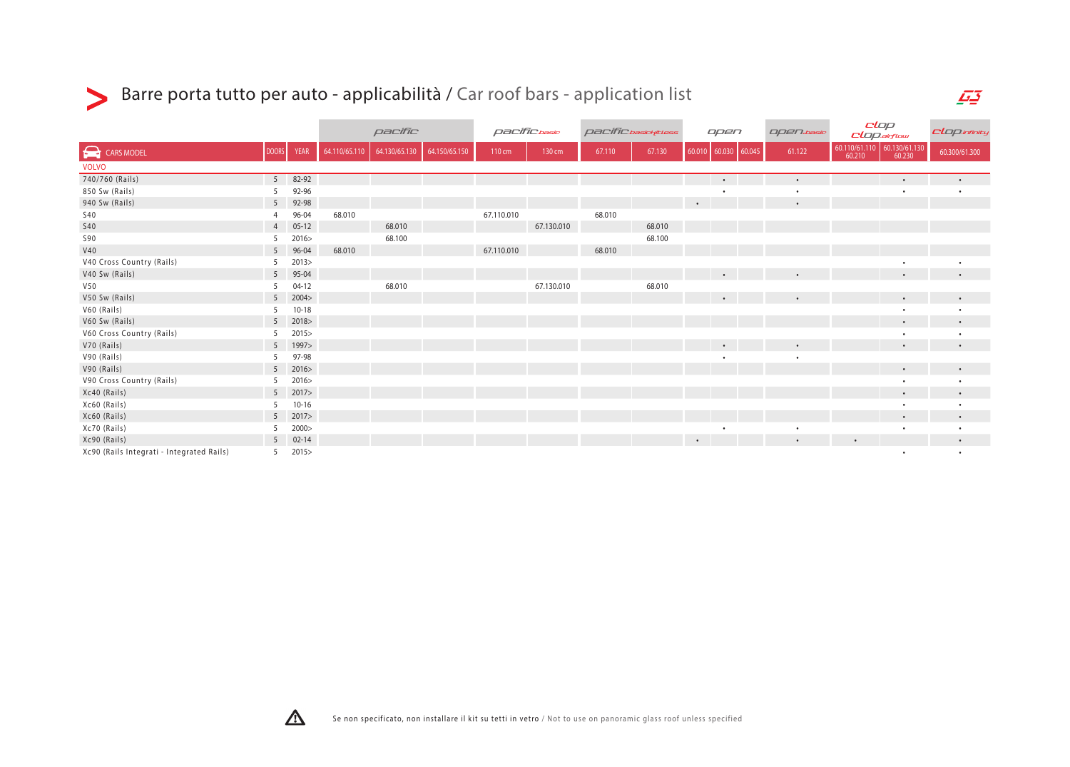| | | | pacific | | | pacific basic | | pacific basic flatless | | open | | | open basic | clop / clop airflow | | clop infinity |
|---|---|---|---|---|---|---|---|---|---|---|---|---|---|---|---|---|
| CARS MODEL | DOORS | YEAR | 64.110/65.110 | 64.130/65.130 | 64.150/65.150 | 110 cm | 130 cm | 67.110 | 67.130 | 60.010 | 60.030 | 60.045 | 61.122 | 60.110/61.110 60.210 | 60.130/61.130 60.230 | 60.300/61.300 |
| VOLVO | | | | | | | | | | | | | | | | |
| 740/760 (Rails) | 5 | 82-92 | | | | | | | | | • | | • | | • | • |
| 850 Sw (Rails) | 5 | 92-96 | | | | | | | | | • | | • | | • | • |
| 940 Sw (Rails) | 5 | 92-98 | | | | | | | | • | | | • | | | |
| S40 | 4 | 96-04 | 68.010 | | | 67.110.010 | | 68.010 | | | | | | | | |
| S40 | 4 | 05-12 | | 68.010 | | | 67.130.010 | | 68.010 | | | | | | | |
| S90 | 5 | 2016> | | 68.100 | | | | | 68.100 | | | | | | | |
| V40 | 5 | 96-04 | 68.010 | | | 67.110.010 | | 68.010 | | | | | | | | |
| V40 Cross Country (Rails) | 5 | 2013> | | | | | | | | | | | | | • | • |
| V40 Sw (Rails) | 5 | 95-04 | | | | | | | | | • | | • | | • | • |
| V50 | 5 | 04-12 | | 68.010 | | | 67.130.010 | | 68.010 | | | | | | | |
| V50 Sw (Rails) | 5 | 2004> | | | | | | | | | • | | • | | • | • |
| V60 (Rails) | 5 | 10-18 | | | | | | | | | | | | | • | • |
| V60 Sw (Rails) | 5 | 2018> | | | | | | | | | | | | | • | • |
| V60 Cross Country (Rails) | 5 | 2015> | | | | | | | | | | | | | • | • |
| V70 (Rails) | 5 | 1997> | | | | | | | | | • | | • | | • | • |
| V90 (Rails) | 5 | 97-98 | | | | | | | | | • | | • | | | |
| V90 (Rails) | 5 | 2016> | | | | | | | | | | | | | • | • |
| V90 Cross Country (Rails) | 5 | 2016> | | | | | | | | | | | | | • | • |
| Xc40 (Rails) | 5 | 2017> | | | | | | | | | | | | | • | • |
| Xc60 (Rails) | 5 | 10-16 | | | | | | | | | | | | | • | • |
| Xc60 (Rails) | 5 | 2017> | | | | | | | | | | | | | • | • |
| Xc70 (Rails) | 5 | 2000> | | | | | | | | | • | | • | | • | • |
| Xc90 (Rails) | 5 | 02-14 | | | | | | | | • | | | • | • | | • |
| Xc90 (Rails Integrati - Integrated Rails) | 5 | 2015> | | | | | | | | | | | | | • | • |

⚠ Se non specificato, non installare il kit su tetti in vetro / Not to use on panoramic glass roof unless specified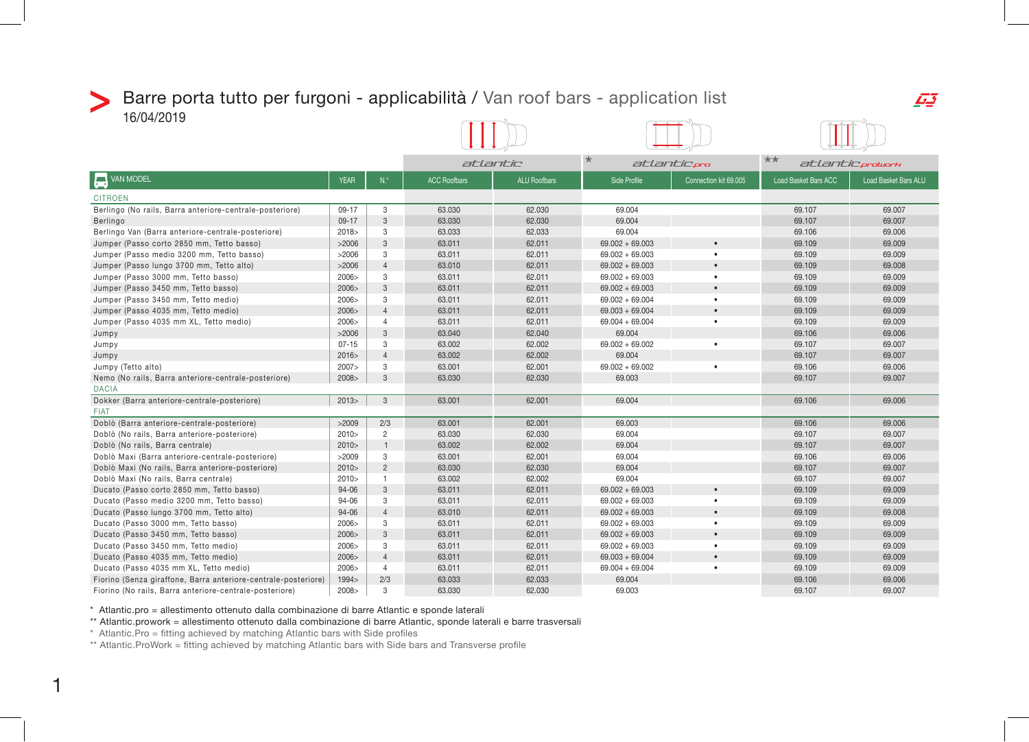# Barre porta tutto per furgoni - applicabilità / Van roof bars - application list

16/04/2019

| VAN MODEL | YEAR | N.° | atlantic | | * atlantic.pro | | ** atlantic.prowork | |
|---|---|---|---|---|---|---|---|---|
| | | | ACC Roofbars | ALU Roofbars | Side Profile | Connection kit 69.005 | Load Basket Bars ACC | Load Basket Bars ALU |
| **CITROEN** | | | | | | | | |
| Berlingo (No rails, Barra anteriore-centrale-posteriore) | 09-17 | 3 | 63.030 | 62.030 | 69.004 | | 69.107 | 69.007 |
| Berlingo | 09-17 | 3 | 63.030 | 62.030 | 69.004 | | 69.107 | 69.007 |
| Berlingo Van (Barra anteriore-centrale-posteriore) | 2018> | 3 | 63.033 | 62.033 | 69.004 | | 69.106 | 69.006 |
| Jumper (Passo corto 2850 mm, Tetto basso) | >2006 | 3 | 63.011 | 62.011 | 69.002 + 69.003 | • | 69.109 | 69.009 |
| Jumper (Passo medio 3200 mm, Tetto basso) | >2006 | 3 | 63.011 | 62.011 | 69.002 + 69.003 | • | 69.109 | 69.009 |
| Jumper (Passo lungo 3700 mm, Tetto alto) | >2006 | 4 | 63.010 | 62.011 | 69.002 + 69.003 | • | 69.109 | 69.008 |
| Jumper (Passo 3000 mm, Tetto basso) | 2006> | 3 | 63.011 | 62.011 | 69.002 + 69.003 | • | 69.109 | 69.009 |
| Jumper (Passo 3450 mm, Tetto basso) | 2006> | 3 | 63.011 | 62.011 | 69.002 + 69.003 | • | 69.109 | 69.009 |
| Jumper (Passo 3450 mm, Tetto medio) | 2006> | 3 | 63.011 | 62.011 | 69.002 + 69.004 | • | 69.109 | 69.009 |
| Jumper (Passo 4035 mm, Tetto medio) | 2006> | 4 | 63.011 | 62.011 | 69.003 + 69.004 | • | 69.109 | 69.009 |
| Jumper (Passo 4035 mm XL, Tetto medio) | 2006> | 4 | 63.011 | 62.011 | 69.004 + 69.004 | • | 69.109 | 69.009 |
| Jumpy | >2006 | 3 | 63.040 | 62.040 | 69.004 | | 69.106 | 69.006 |
| Jumpy | 07-15 | 3 | 63.002 | 62.002 | 69.002 + 69.002 | • | 69.107 | 69.007 |
| Jumpy | 2016> | 4 | 63.002 | 62.002 | 69.004 | | 69.107 | 69.007 |
| Jumpy (Tetto alto) | 2007> | 3 | 63.001 | 62.001 | 69.002 + 69.002 | • | 69.106 | 69.006 |
| Nemo (No rails, Barra anteriore-centrale-posteriore) | 2008> | 3 | 63.030 | 62.030 | 69.003 | | 69.107 | 69.007 |
| **DACIA** | | | | | | | | |
| Dokker (Barra anteriore-centrale-posteriore) | 2013> | 3 | 63.001 | 62.001 | 69.004 | | 69.106 | 69.006 |
| **FIAT** | | | | | | | | |
| Doblò (Barra anteriore-centrale-posteriore) | >2009 | 2/3 | 63.001 | 62.001 | 69.003 | | 69.106 | 69.006 |
| Doblò (No rails, Barra anteriore-posteriore) | 2010> | 2 | 63.030 | 62.030 | 69.004 | | 69.107 | 69.007 |
| Doblò (No rails, Barra centrale) | 2010> | 1 | 63.002 | 62.002 | 69.004 | | 69.107 | 69.007 |
| Doblò Maxi (Barra anteriore-centrale-posteriore) | >2009 | 3 | 63.001 | 62.001 | 69.004 | | 69.106 | 69.006 |
| Doblò Maxi (No rails, Barra anteriore-posteriore) | 2010> | 2 | 63.030 | 62.030 | 69.004 | | 69.107 | 69.007 |
| Doblò Maxi (No rails, Barra centrale) | 2010> | 1 | 63.002 | 62.002 | 69.004 | | 69.107 | 69.007 |
| Ducato (Passo corto 2850 mm, Tetto basso) | 94-06 | 3 | 63.011 | 62.011 | 69.002 + 69.003 | • | 69.109 | 69.009 |
| Ducato (Passo medio 3200 mm, Tetto basso) | 94-06 | 3 | 63.011 | 62.011 | 69.002 + 69.003 | • | 69.109 | 69.009 |
| Ducato (Passo lungo 3700 mm, Tetto alto) | 94-06 | 4 | 63.010 | 62.011 | 69.002 + 69.003 | • | 69.109 | 69.008 |
| Ducato (Passo 3000 mm, Tetto basso) | 2006> | 3 | 63.011 | 62.011 | 69.002 + 69.003 | • | 69.109 | 69.009 |
| Ducato (Passo 3450 mm, Tetto basso) | 2006> | 3 | 63.011 | 62.011 | 69.002 + 69.003 | • | 69.109 | 69.009 |
| Ducato (Passo 3450 mm, Tetto medio) | 2006> | 3 | 63.011 | 62.011 | 69.002 + 69.003 | • | 69.109 | 69.009 |
| Ducato (Passo 4035 mm, Tetto medio) | 2006> | 4 | 63.011 | 62.011 | 69.003 + 69.004 | • | 69.109 | 69.009 |
| Ducato (Passo 4035 mm XL, Tetto medio) | 2006> | 4 | 63.011 | 62.011 | 69.004 + 69.004 | • | 69.109 | 69.009 |
| Fiorino (Senza giraffone, Barra anteriore-centrale-posteriore) | 1994> | 2/3 | 63.033 | 62.033 | 69.004 | | 69.106 | 69.006 |
| Fiorino (No rails, Barra anteriore-centrale-posteriore) | 2008> | 3 | 63.030 | 62.030 | 69.003 | | 69.107 | 69.007 |

\* Atlantic.pro = allestimento ottenuto dalla combinazione di barre Atlantic e sponde laterali
\*\* Atlantic.prowork = allestimento ottenuto dalla combinazione di barre Atlantic, sponde laterali e barre trasversali
\* Atlantic.Pro = fitting achieved by matching Atlantic bars with Side profiles
\*\* Atlantic.ProWork = fitting achieved by matching Atlantic bars with Side bars and Transverse profile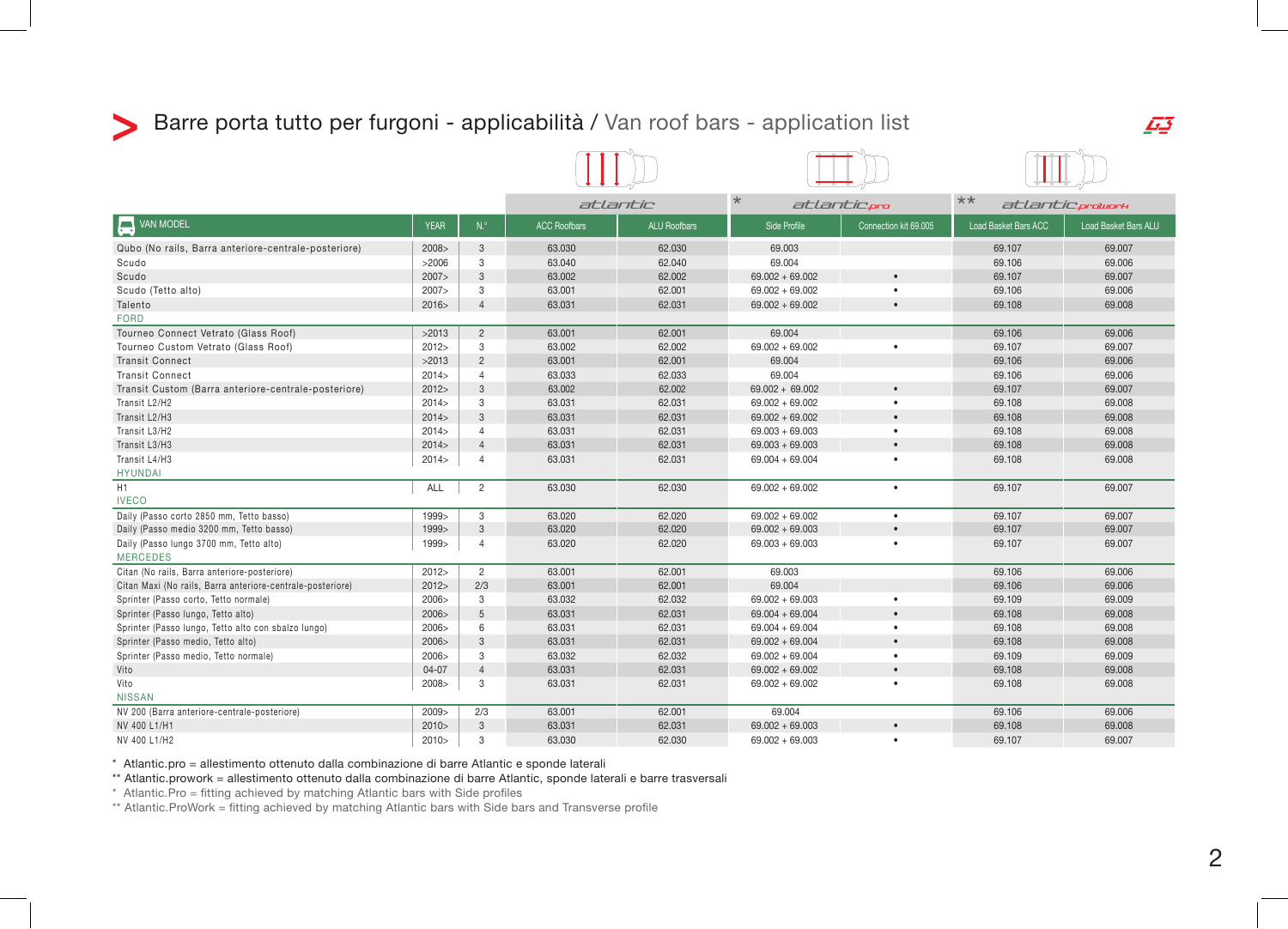## Barre porta tutto per furgoni - applicabilità / Van roof bars - application list

| VAN MODEL | YEAR | N.° | atlantic | | * atlantic.pro | | ** atlantic.prowork | |
|---|---|---|---|---|---|---|---|---|
| | | | ACC Roofbars | ALU Roofbars | Side Profile | Connection kit 69.005 | Load Basket Bars ACC | Load Basket Bars ALU |
| Qubo (No rails, Barra anteriore-centrale-posteriore) | 2008> | 3 | 63.030 | 62.030 | 69.003 | | 69.107 | 69.007 |
| Scudo | >2006 | 3 | 63.040 | 62.040 | 69.004 | | 69.106 | 69.006 |
| Scudo | 2007> | 3 | 63.002 | 62.002 | 69.002 + 69.002 | • | 69.107 | 69.007 |
| Scudo (Tetto alto) | 2007> | 3 | 63.001 | 62.001 | 69.002 + 69.002 | • | 69.106 | 69.006 |
| Talento | 2016> | 4 | 63.031 | 62.031 | 69.002 + 69.002 | • | 69.108 | 69.008 |
| FORD | | | | | | | | |
| Tourneo Connect Vetrato (Glass Roof) | >2013 | 2 | 63.001 | 62.001 | 69.004 | | 69.106 | 69.006 |
| Tourneo Custom Vetrato (Glass Roof) | 2012> | 3 | 63.002 | 62.002 | 69.002 + 69.002 | • | 69.107 | 69.007 |
| Transit Connect | >2013 | 2 | 63.001 | 62.001 | 69.004 | | 69.106 | 69.006 |
| Transit Connect | 2014> | 4 | 63.033 | 62.033 | 69.004 | | 69.106 | 69.006 |
| Transit Custom (Barra anteriore-centrale-posteriore) | 2012> | 3 | 63.002 | 62.002 | 69.002 + 69.002 | • | 69.107 | 69.007 |
| Transit L2/H2 | 2014> | 3 | 63.031 | 62.031 | 69.002 + 69.002 | • | 69.108 | 69.008 |
| Transit L2/H3 | 2014> | 3 | 63.031 | 62.031 | 69.002 + 69.002 | • | 69.108 | 69.008 |
| Transit L3/H2 | 2014> | 4 | 63.031 | 62.031 | 69.003 + 69.003 | • | 69.108 | 69.008 |
| Transit L3/H3 | 2014> | 4 | 63.031 | 62.031 | 69.003 + 69.003 | • | 69.108 | 69.008 |
| Transit L4/H3 | 2014> | 4 | 63.031 | 62.031 | 69.004 + 69.004 | • | 69.108 | 69.008 |
| HYUNDAI | | | | | | | | |
| H1 | ALL | 2 | 63.030 | 62.030 | 69.002 + 69.002 | • | 69.107 | 69.007 |
| IVECO | | | | | | | | |
| Daily (Passo corto 2850 mm, Tetto basso) | 1999> | 3 | 63.020 | 62.020 | 69.002 + 69.002 | • | 69.107 | 69.007 |
| Daily (Passo medio 3200 mm, Tetto basso) | 1999> | 3 | 63.020 | 62.020 | 69.002 + 69.003 | • | 69.107 | 69.007 |
| Daily (Passo lungo 3700 mm, Tetto alto) | 1999> | 4 | 63.020 | 62.020 | 69.003 + 69.003 | • | 69.107 | 69.007 |
| MERCEDES | | | | | | | | |
| Citan (No rails, Barra anteriore-posteriore) | 2012> | 2 | 63.001 | 62.001 | 69.003 | | 69.106 | 69.006 |
| Citan Maxi (No rails, Barra anteriore-centrale-posteriore) | 2012> | 2/3 | 63.001 | 62.001 | 69.004 | | 69.106 | 69.006 |
| Sprinter (Passo corto, Tetto normale) | 2006> | 3 | 63.032 | 62.032 | 69.002 + 69.003 | • | 69.109 | 69.009 |
| Sprinter (Passo lungo, Tetto alto) | 2006> | 5 | 63.031 | 62.031 | 69.004 + 69.004 | • | 69.108 | 69.008 |
| Sprinter (Passo lungo, Tetto alto con sbalzo lungo) | 2006> | 6 | 63.031 | 62.031 | 69.004 + 69.004 | • | 69.108 | 69.008 |
| Sprinter (Passo medio, Tetto alto) | 2006> | 3 | 63.031 | 62.031 | 69.002 + 69.004 | • | 69.108 | 69.008 |
| Sprinter (Passo medio, Tetto normale) | 2006> | 3 | 63.032 | 62.032 | 69.002 + 69.004 | • | 69.109 | 69.009 |
| Vito | 04-07 | 4 | 63.031 | 62.031 | 69.002 + 69.002 | • | 69.108 | 69.008 |
| Vito | 2008> | 3 | 63.031 | 62.031 | 69.002 + 69.002 | • | 69.108 | 69.008 |
| NISSAN | | | | | | | | |
| NV 200 (Barra anteriore-centrale-posteriore) | 2009> | 2/3 | 63.001 | 62.001 | 69.004 | | 69.106 | 69.006 |
| NV 400 L1/H1 | 2010> | 3 | 63.031 | 62.031 | 69.002 + 69.003 | • | 69.108 | 69.008 |
| NV 400 L1/H2 | 2010> | 3 | 63.030 | 62.030 | 69.002 + 69.003 | • | 69.107 | 69.007 |

\* Atlantic.pro = allestimento ottenuto dalla combinazione di barre Atlantic e sponde laterali
\*\* Atlantic.prowork = allestimento ottenuto dalla combinazione di barre Atlantic, sponde laterali e barre trasversali
\* Atlantic.Pro = fitting achieved by matching Atlantic bars with Side profiles
\*\* Atlantic.ProWork = fitting achieved by matching Atlantic bars with Side bars and Transverse profile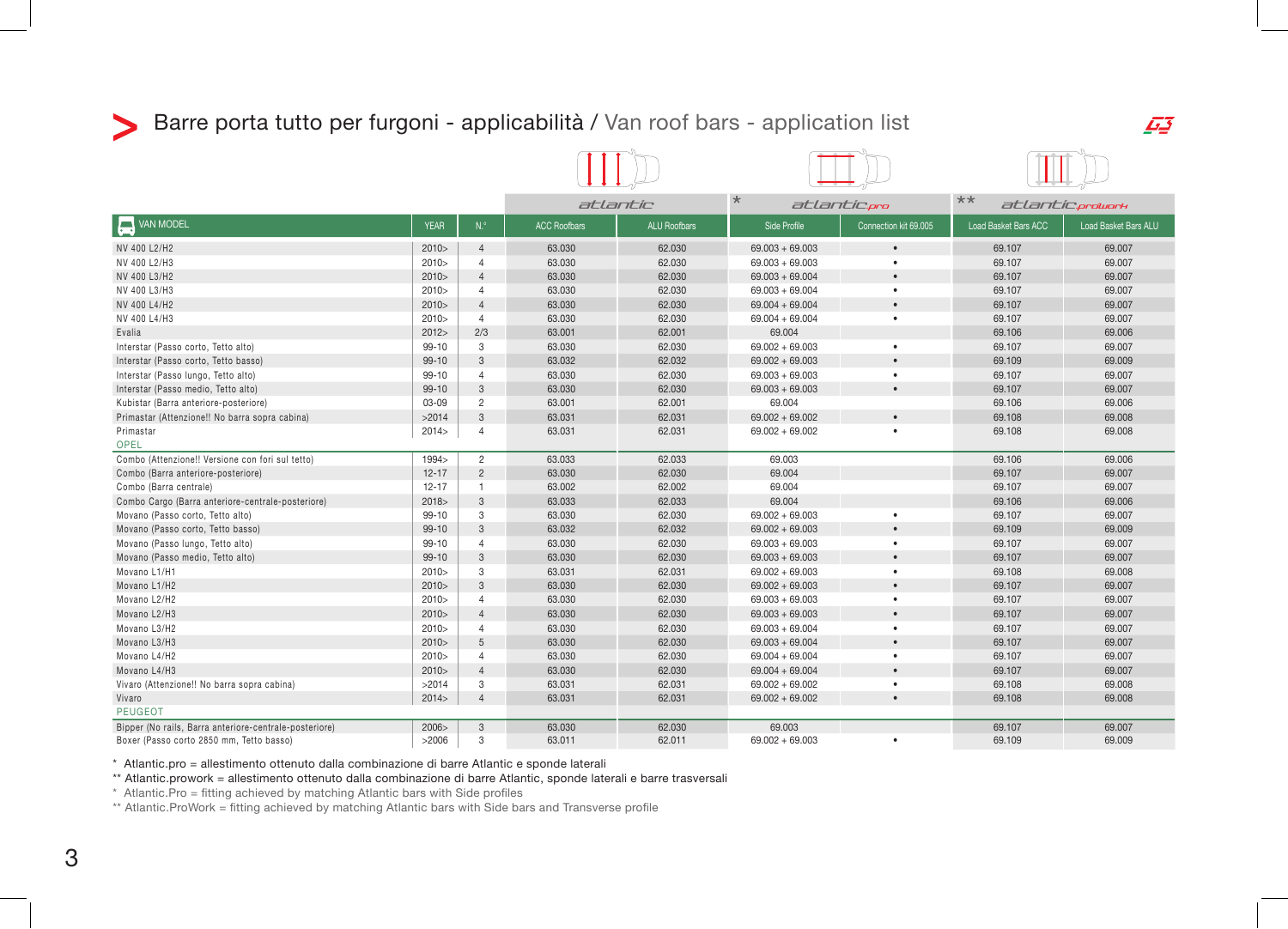# Barre porta tutto per furgoni - applicabilità / Van roof bars - application list

| VAN MODEL | YEAR | N.° | atlantic | | * atlantic.pro | | ** atlantic.prowork | |
|---|---|---|---|---|---|---|---|---|
| | | | ACC Roofbars | ALU Roofbars | Side Profile | Connection kit 69.005 | Load Basket Bars ACC | Load Basket Bars ALU |
| NV 400 L2/H2 | 2010> | 4 | 63.030 | 62.030 | 69.003 + 69.003 | • | 69.107 | 69.007 |
| NV 400 L2/H3 | 2010> | 4 | 63.030 | 62.030 | 69.003 + 69.003 | • | 69.107 | 69.007 |
| NV 400 L3/H2 | 2010> | 4 | 63.030 | 62.030 | 69.003 + 69.004 | • | 69.107 | 69.007 |
| NV 400 L3/H3 | 2010> | 4 | 63.030 | 62.030 | 69.003 + 69.004 | • | 69.107 | 69.007 |
| NV 400 L4/H2 | 2010> | 4 | 63.030 | 62.030 | 69.004 + 69.004 | • | 69.107 | 69.007 |
| NV 400 L4/H3 | 2010> | 4 | 63.030 | 62.030 | 69.004 + 69.004 | • | 69.107 | 69.007 |
| Evalia | 2012> | 2/3 | 63.001 | 62.001 | 69.004 | | 69.106 | 69.006 |
| Interstar (Passo corto, Tetto alto) | 99-10 | 3 | 63.030 | 62.030 | 69.002 + 69.003 | • | 69.107 | 69.007 |
| Interstar (Passo corto, Tetto basso) | 99-10 | 3 | 63.032 | 62.032 | 69.002 + 69.003 | • | 69.109 | 69.009 |
| Interstar (Passo lungo, Tetto alto) | 99-10 | 4 | 63.030 | 62.030 | 69.003 + 69.003 | • | 69.107 | 69.007 |
| Interstar (Passo medio, Tetto alto) | 99-10 | 3 | 63.030 | 62.030 | 69.003 + 69.003 | • | 69.107 | 69.007 |
| Kubistar (Barra anteriore-posteriore) | 03-09 | 2 | 63.001 | 62.001 | 69.004 | | 69.106 | 69.006 |
| Primastar (Attenzione!! No barra sopra cabina) | >2014 | 3 | 63.031 | 62.031 | 69.002 + 69.002 | • | 69.108 | 69.008 |
| Primastar | 2014> | 4 | 63.031 | 62.031 | 69.002 + 69.002 | • | 69.108 | 69.008 |
| **OPEL** | | | | | | | | |
| Combo (Attenzione!! Versione con fori sul tetto) | 1994> | 2 | 63.033 | 62.033 | 69.003 | | 69.106 | 69.006 |
| Combo (Barra anteriore-posteriore) | 12-17 | 2 | 63.030 | 62.030 | 69.004 | | 69.107 | 69.007 |
| Combo (Barra centrale) | 12-17 | 1 | 63.002 | 62.002 | 69.004 | | 69.107 | 69.007 |
| Combo Cargo (Barra anteriore-centrale-posteriore) | 2018> | 3 | 63.033 | 62.033 | 69.004 | | 69.106 | 69.006 |
| Movano (Passo corto, Tetto alto) | 99-10 | 3 | 63.030 | 62.030 | 69.002 + 69.003 | • | 69.107 | 69.007 |
| Movano (Passo corto, Tetto basso) | 99-10 | 3 | 63.032 | 62.032 | 69.002 + 69.003 | • | 69.109 | 69.009 |
| Movano (Passo lungo, Tetto alto) | 99-10 | 4 | 63.030 | 62.030 | 69.003 + 69.003 | • | 69.107 | 69.007 |
| Movano (Passo medio, Tetto alto) | 99-10 | 3 | 63.030 | 62.030 | 69.003 + 69.003 | • | 69.107 | 69.007 |
| Movano L1/H1 | 2010> | 3 | 63.031 | 62.031 | 69.002 + 69.003 | • | 69.108 | 69.008 |
| Movano L1/H2 | 2010> | 3 | 63.030 | 62.030 | 69.002 + 69.003 | • | 69.107 | 69.007 |
| Movano L2/H2 | 2010> | 4 | 63.030 | 62.030 | 69.003 + 69.003 | • | 69.107 | 69.007 |
| Movano L2/H3 | 2010> | 4 | 63.030 | 62.030 | 69.003 + 69.003 | • | 69.107 | 69.007 |
| Movano L3/H2 | 2010> | 4 | 63.030 | 62.030 | 69.003 + 69.004 | • | 69.107 | 69.007 |
| Movano L3/H3 | 2010> | 5 | 63.030 | 62.030 | 69.003 + 69.004 | • | 69.107 | 69.007 |
| Movano L4/H2 | 2010> | 4 | 63.030 | 62.030 | 69.004 + 69.004 | • | 69.107 | 69.007 |
| Movano L4/H3 | 2010> | 4 | 63.030 | 62.030 | 69.004 + 69.004 | • | 69.107 | 69.007 |
| Vivaro (Attenzione!! No barra sopra cabina) | >2014 | 3 | 63.031 | 62.031 | 69.002 + 69.002 | • | 69.108 | 69.008 |
| Vivaro | 2014> | 4 | 63.031 | 62.031 | 69.002 + 69.002 | • | 69.108 | 69.008 |
| **PEUGEOT** | | | | | | | | |
| Bipper (No rails, Barra anteriore-centrale-posteriore) | 2006> | 3 | 63.030 | 62.030 | 69.003 | | 69.107 | 69.007 |
| Boxer (Passo corto 2850 mm, Tetto basso) | >2006 | 3 | 63.011 | 62.011 | 69.002 + 69.003 | • | 69.109 | 69.009 |

\* Atlantic.pro = allestimento ottenuto dalla combinazione di barre Atlantic e sponde laterali
\*\* Atlantic.prowork = allestimento ottenuto dalla combinazione di barre Atlantic, sponde laterali e barre trasversali
\* Atlantic.Pro = fitting achieved by matching Atlantic bars with Side profiles
\*\* Atlantic.ProWork = fitting achieved by matching Atlantic bars with Side bars and Transverse profile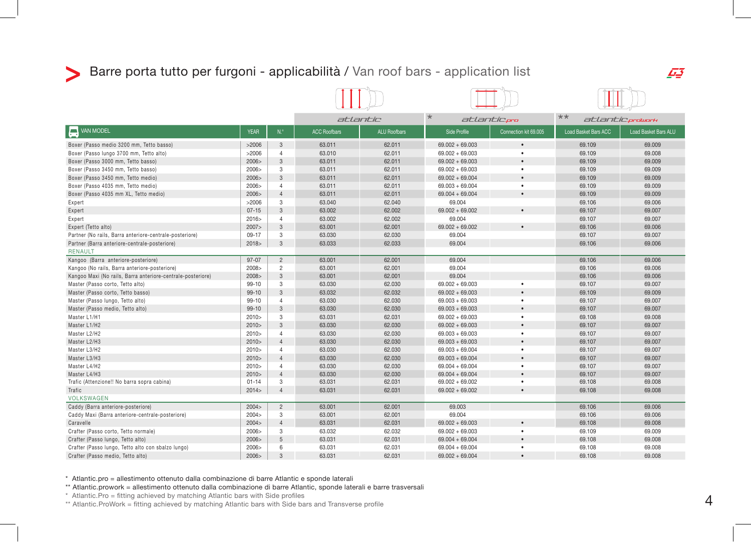## Barre porta tutto per furgoni - applicabilità / Van roof bars - application list

| | | | atlantic | | * atlantic.pro | | ** atlantic.prowork | |
|---|---|---|---|---|---|---|---|---|
| VAN MODEL | YEAR | N.° | ACC Roofbars | ALU Roofbars | Side Profile | Connection kit 69.005 | Load Basket Bars ACC | Load Basket Bars ALU |
| Boxer (Passo medio 3200 mm, Tetto basso) | >2006 | 3 | 63.011 | 62.011 | 69.002 + 69.003 | • | 69.109 | 69.009 |
| Boxer (Passo lungo 3700 mm, Tetto alto) | >2006 | 4 | 63.010 | 62.011 | 69.002 + 69.003 | • | 69.109 | 69.008 |
| Boxer (Passo 3000 mm, Tetto basso) | 2006> | 3 | 63.011 | 62.011 | 69.002 + 69.003 | • | 69.109 | 69.009 |
| Boxer (Passo 3450 mm, Tetto basso) | 2006> | 3 | 63.011 | 62.011 | 69.002 + 69.003 | • | 69.109 | 69.009 |
| Boxer (Passo 3450 mm, Tetto medio) | 2006> | 3 | 63.011 | 62.011 | 69.002 + 69.004 | • | 69.109 | 69.009 |
| Boxer (Passo 4035 mm, Tetto medio) | 2006> | 4 | 63.011 | 62.011 | 69.003 + 69.004 | • | 69.109 | 69.009 |
| Boxer (Passo 4035 mm XL, Tetto medio) | 2006> | 4 | 63.011 | 62.011 | 69.004 + 69.004 | • | 69.109 | 69.009 |
| Expert | >2006 | 3 | 63.040 | 62.040 | 69.004 | | 69.106 | 69.006 |
| Expert | 07-15 | 3 | 63.002 | 62.002 | 69.002 + 69.002 | • | 69.107 | 69.007 |
| Expert | 2016> | 4 | 63.002 | 62.002 | 69.004 | | 69.107 | 69.007 |
| Expert (Tetto alto) | 2007> | 3 | 63.001 | 62.001 | 69.002 + 69.002 | • | 69.106 | 69.006 |
| Partner (No rails, Barra anteriore-centrale-posteriore) | 09-17 | 3 | 63.030 | 62.030 | 69.004 | | 69.107 | 69.007 |
| Partner (Barra anteriore-centrale-posteriore) | 2018> | 3 | 63.033 | 62.033 | 69.004 | | 69.106 | 69.006 |
| RENAULT | | | | | | | | |
| Kangoo (Barra anteriore-posteriore) | 97-07 | 2 | 63.001 | 62.001 | 69.004 | | 69.106 | 69.006 |
| Kangoo (No rails, Barra anteriore-posteriore) | 2008> | 2 | 63.001 | 62.001 | 69.004 | | 69.106 | 69.006 |
| Kangoo Maxi (No rails, Barra anteriore-centrale-posteriore) | 2008> | 3 | 63.001 | 62.001 | 69.004 | | 69.106 | 69.006 |
| Master (Passo corto, Tetto alto) | 99-10 | 3 | 63.030 | 62.030 | 69.002 + 69.003 | • | 69.107 | 69.007 |
| Master (Passo corto, Tetto basso) | 99-10 | 3 | 63.032 | 62.032 | 69.002 + 69.003 | • | 69.109 | 69.009 |
| Master (Passo lungo, Tetto alto) | 99-10 | 4 | 63.030 | 62.030 | 69.003 + 69.003 | • | 69.107 | 69.007 |
| Master (Passo medio, Tetto alto) | 99-10 | 3 | 63.030 | 62.030 | 69.003 + 69.003 | • | 69.107 | 69.007 |
| Master L1/H1 | 2010> | 3 | 63.031 | 62.031 | 69.002 + 69.003 | • | 69.108 | 69.008 |
| Master L1/H2 | 2010> | 3 | 63.030 | 62.030 | 69.002 + 69.003 | • | 69.107 | 69.007 |
| Master L2/H2 | 2010> | 4 | 63.030 | 62.030 | 69.003 + 69.003 | • | 69.107 | 69.007 |
| Master L2/H3 | 2010> | 4 | 63.030 | 62.030 | 69.003 + 69.003 | • | 69.107 | 69.007 |
| Master L3/H2 | 2010> | 4 | 63.030 | 62.030 | 69.003 + 69.004 | • | 69.107 | 69.007 |
| Master L3/H3 | 2010> | 4 | 63.030 | 62.030 | 69.003 + 69.004 | • | 69.107 | 69.007 |
| Master L4/H2 | 2010> | 4 | 63.030 | 62.030 | 69.004 + 69.004 | • | 69.107 | 69.007 |
| Master L4/H3 | 2010> | 4 | 63.030 | 62.030 | 69.004 + 69.004 | • | 69.107 | 69.007 |
| Trafic (Attenzione!! No barra sopra cabina) | 01-14 | 3 | 63.031 | 62.031 | 69.002 + 69.002 | • | 69.108 | 69.008 |
| Trafic | 2014> | 4 | 63.031 | 62.031 | 69.002 + 69.002 | • | 69.108 | 69.008 |
| VOLKSWAGEN | | | | | | | | |
| Caddy (Barra anteriore-posteriore) | 2004> | 2 | 63.001 | 62.001 | 69.003 | | 69.106 | 69.006 |
| Caddy Maxi (Barra anteriore-centrale-posteriore) | 2004> | 3 | 63.001 | 62.001 | 69.004 | | 69.106 | 69.006 |
| Caravelle | 2004> | 4 | 63.031 | 62.031 | 69.002 + 69.003 | • | 69.108 | 69.008 |
| Crafter (Passo corto, Tetto normale) | 2006> | 3 | 63.032 | 62.032 | 69.002 + 69.003 | • | 69.109 | 69.009 |
| Crafter (Passo lungo, Tetto alto) | 2006> | 5 | 63.031 | 62.031 | 69.004 + 69.004 | • | 69.108 | 69.008 |
| Crafter (Passo lungo, Tetto alto con sbalzo lungo) | 2006> | 6 | 63.031 | 62.031 | 69.004 + 69.004 | • | 69.108 | 69.008 |
| Crafter (Passo medio, Tetto alto) | 2006> | 3 | 63.031 | 62.031 | 69.002 + 69.004 | • | 69.108 | 69.008 |

\* Atlantic.pro = allestimento ottenuto dalla combinazione di barre Atlantic e sponde laterali
** Atlantic.prowork = allestimento ottenuto dalla combinazione di barre Atlantic, sponde laterali e barre trasversali
\* Atlantic.Pro = fitting achieved by matching Atlantic bars with Side profiles
** Atlantic.ProWork = fitting achieved by matching Atlantic bars with Side bars and Transverse profile